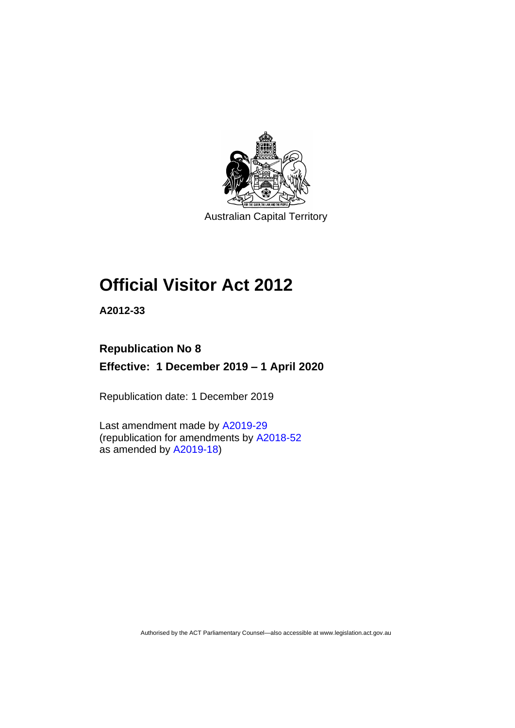Australian Capital Territory

# Official Visitor Act 2012

**A2012-33**

**Republication No 8**

**Effective: 1 December 2019 – 1 April 2020**

Republication date: 1 December 2019

Last amendment made by A2019-29
(republication for amendments by A2018-52
as amended by A2019-18)

Authorised by the ACT Parliamentary Counsel—also accessible at www.legislation.act.gov.au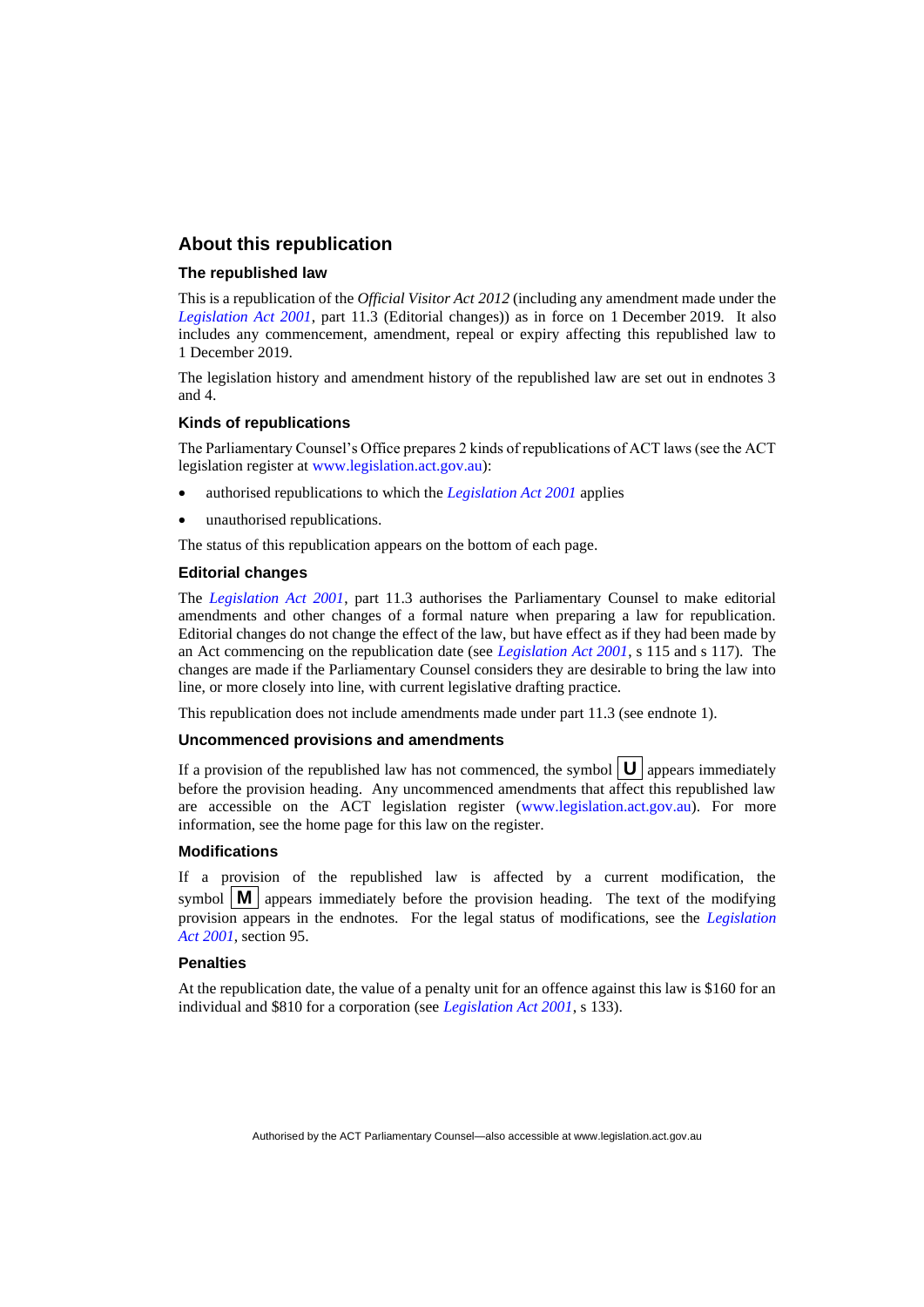## About this republication

### The republished law

This is a republication of the *Official Visitor Act 2012* (including any amendment made under the *Legislation Act 2001*, part 11.3 (Editorial changes)) as in force on 1 December 2019. It also includes any commencement, amendment, repeal or expiry affecting this republished law to 1 December 2019.

The legislation history and amendment history of the republished law are set out in endnotes 3 and 4.

### Kinds of republications

The Parliamentary Counsel's Office prepares 2 kinds of republications of ACT laws (see the ACT legislation register at www.legislation.act.gov.au):

- authorised republications to which the *Legislation Act 2001* applies
- unauthorised republications.

The status of this republication appears on the bottom of each page.

### Editorial changes

The *Legislation Act 2001*, part 11.3 authorises the Parliamentary Counsel to make editorial amendments and other changes of a formal nature when preparing a law for republication. Editorial changes do not change the effect of the law, but have effect as if they had been made by an Act commencing on the republication date (see *Legislation Act 2001*, s 115 and s 117). The changes are made if the Parliamentary Counsel considers they are desirable to bring the law into line, or more closely into line, with current legislative drafting practice.

This republication does not include amendments made under part 11.3 (see endnote 1).

### Uncommenced provisions and amendments

If a provision of the republished law has not commenced, the symbol **U** appears immediately before the provision heading. Any uncommenced amendments that affect this republished law are accessible on the ACT legislation register (www.legislation.act.gov.au). For more information, see the home page for this law on the register.

### Modifications

If a provision of the republished law is affected by a current modification, the symbol **M** appears immediately before the provision heading. The text of the modifying provision appears in the endnotes. For the legal status of modifications, see the *Legislation Act 2001*, section 95.

### Penalties

At the republication date, the value of a penalty unit for an offence against this law is $160 for an individual and $810 for a corporation (see *Legislation Act 2001*, s 133).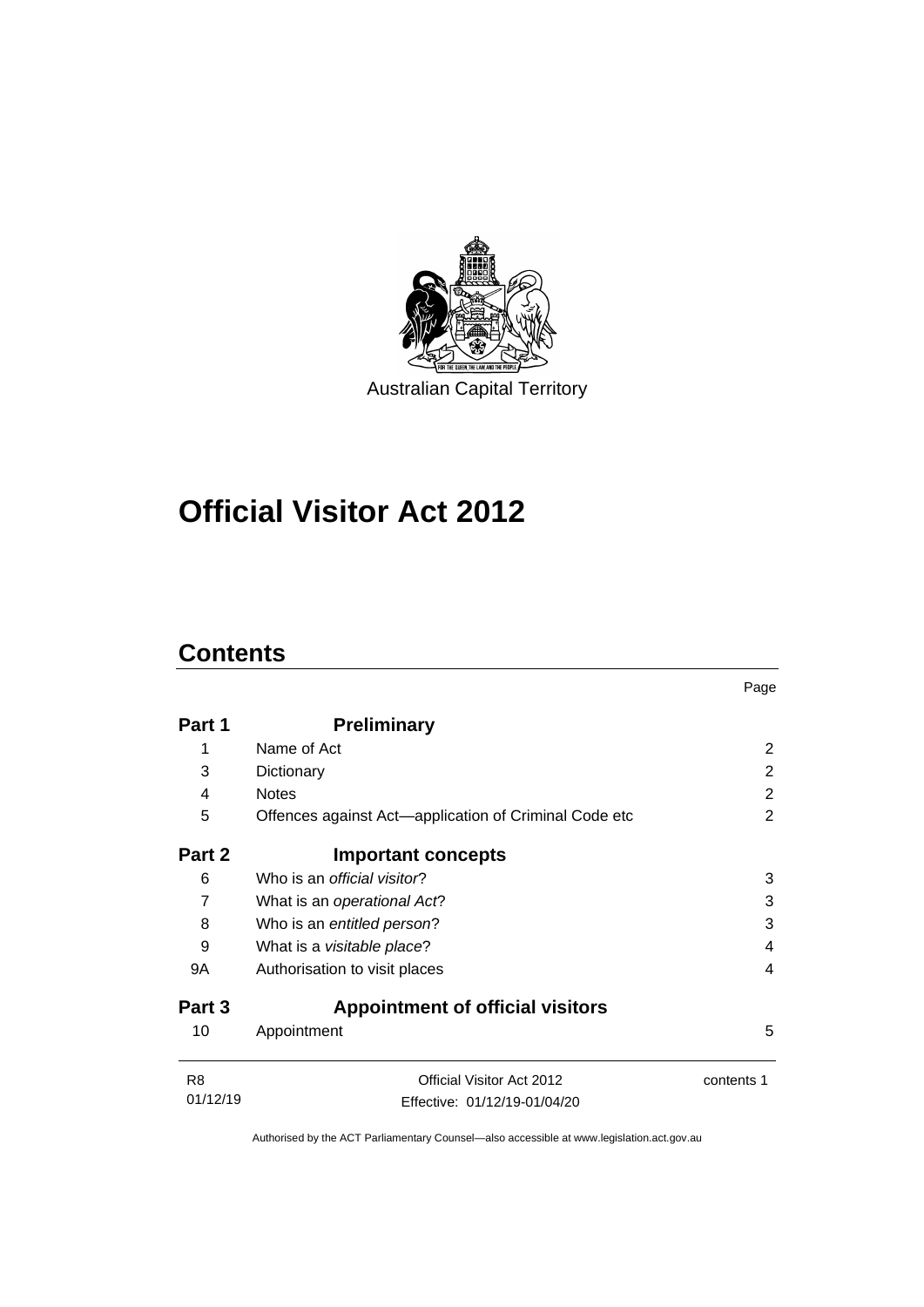Australian Capital Territory

# Official Visitor Act 2012

## Contents

| | | Page |
|---|---|---|
| **Part 1** | **Preliminary** | |
| 1 | Name of Act | 2 |
| 3 | Dictionary | 2 |
| 4 | Notes | 2 |
| 5 | Offences against Act—application of Criminal Code etc | 2 |
| **Part 2** | **Important concepts** | |
| 6 | Who is an *official visitor*? | 3 |
| 7 | What is an *operational Act*? | 3 |
| 8 | Who is an *entitled person*? | 3 |
| 9 | What is a *visitable place*? | 4 |
| 9A | Authorisation to visit places | 4 |
| **Part 3** | **Appointment of official visitors** | |
| 10 | Appointment | 5 |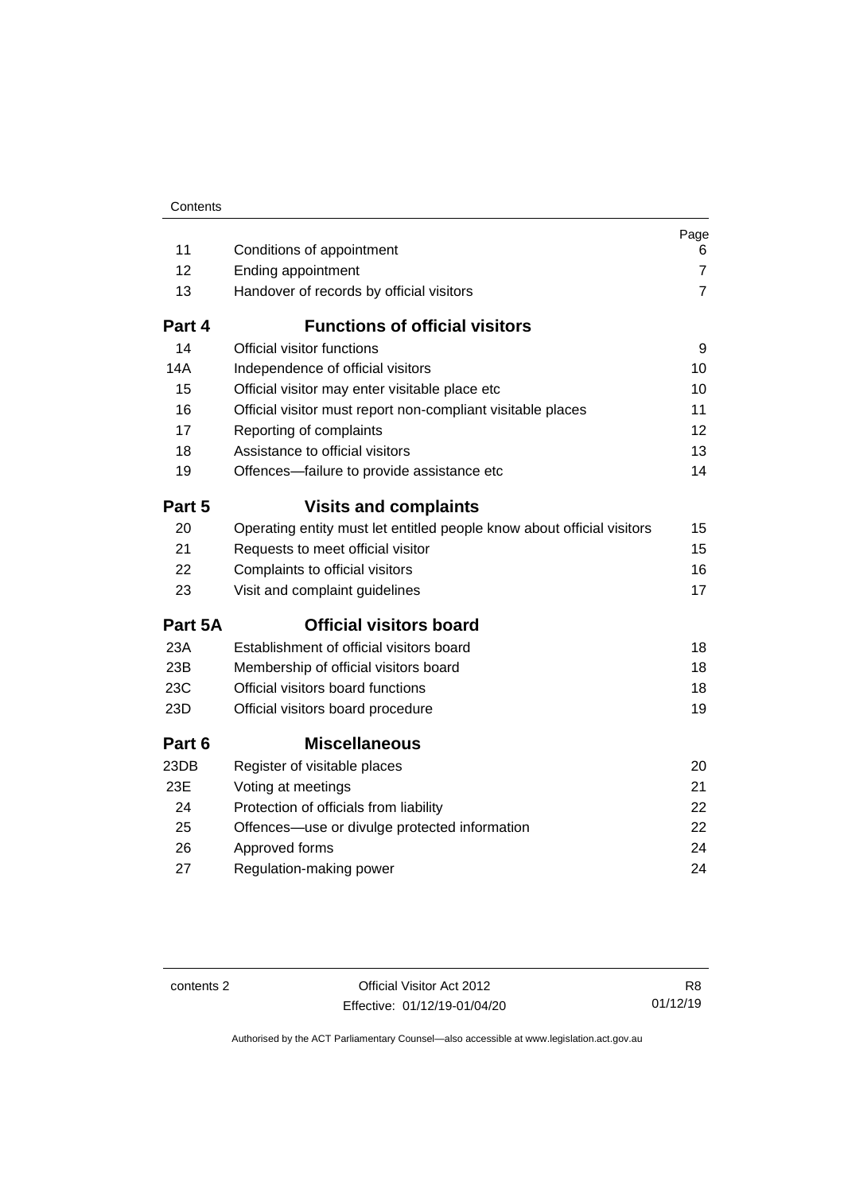| | | Page |
|---|---|---|
| 11 | Conditions of appointment | 6 |
| 12 | Ending appointment | 7 |
| 13 | Handover of records by official visitors | 7 |
| **Part 4** | **Functions of official visitors** | |
| 14 | Official visitor functions | 9 |
| 14A | Independence of official visitors | 10 |
| 15 | Official visitor may enter visitable place etc | 10 |
| 16 | Official visitor must report non-compliant visitable places | 11 |
| 17 | Reporting of complaints | 12 |
| 18 | Assistance to official visitors | 13 |
| 19 | Offences—failure to provide assistance etc | 14 |
| **Part 5** | **Visits and complaints** | |
| 20 | Operating entity must let entitled people know about official visitors | 15 |
| 21 | Requests to meet official visitor | 15 |
| 22 | Complaints to official visitors | 16 |
| 23 | Visit and complaint guidelines | 17 |
| **Part 5A** | **Official visitors board** | |
| 23A | Establishment of official visitors board | 18 |
| 23B | Membership of official visitors board | 18 |
| 23C | Official visitors board functions | 18 |
| 23D | Official visitors board procedure | 19 |
| **Part 6** | **Miscellaneous** | |
| 23DB | Register of visitable places | 20 |
| 23E | Voting at meetings | 21 |
| 24 | Protection of officials from liability | 22 |
| 25 | Offences—use or divulge protected information | 22 |
| 26 | Approved forms | 24 |
| 27 | Regulation-making power | 24 |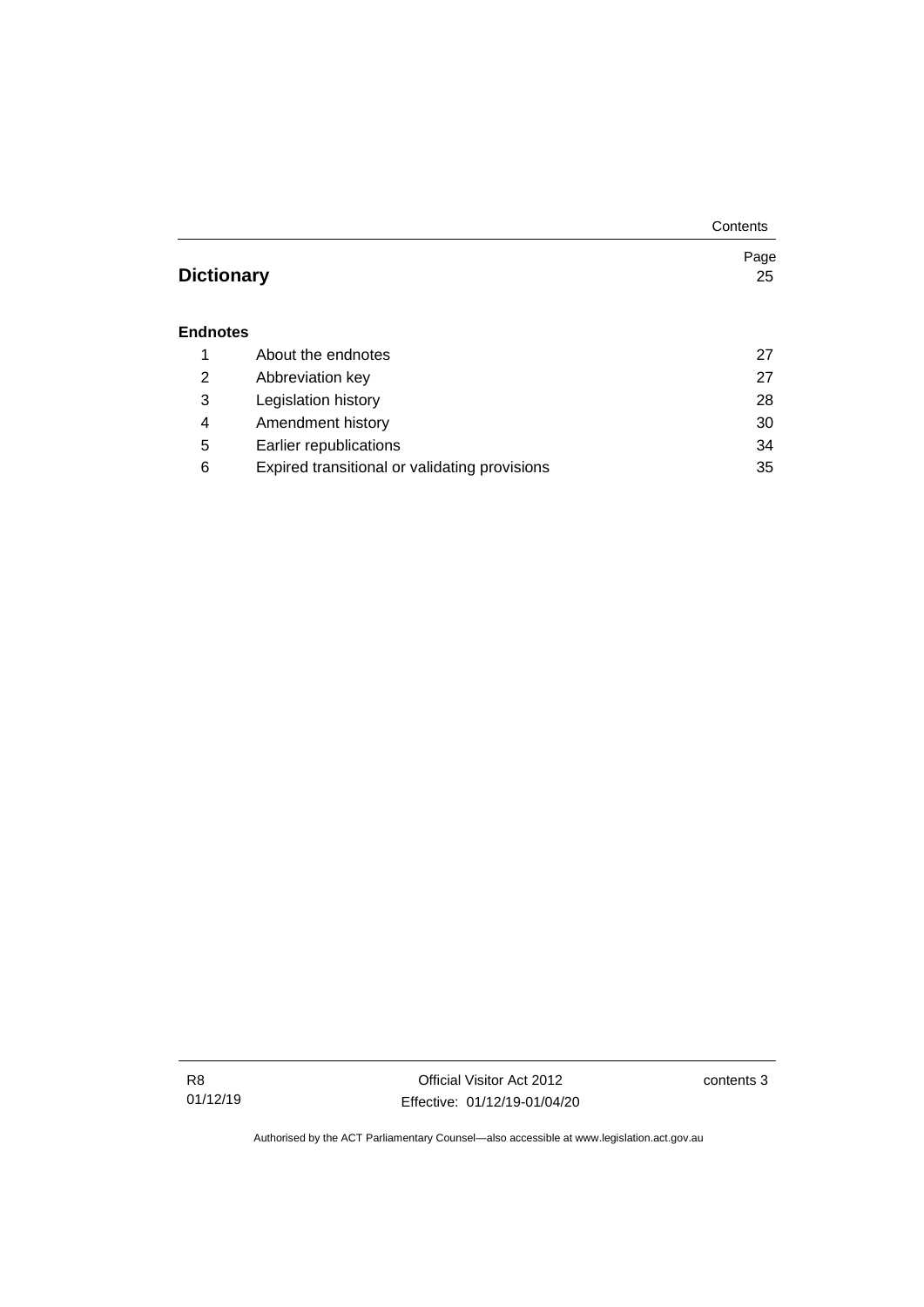| | | Page |
|---|---|---|
| **Dictionary** | | 25 |
| **Endnotes** | | |
| 1 | About the endnotes | 27 |
| 2 | Abbreviation key | 27 |
| 3 | Legislation history | 28 |
| 4 | Amendment history | 30 |
| 5 | Earlier republications | 34 |
| 6 | Expired transitional or validating provisions | 35 |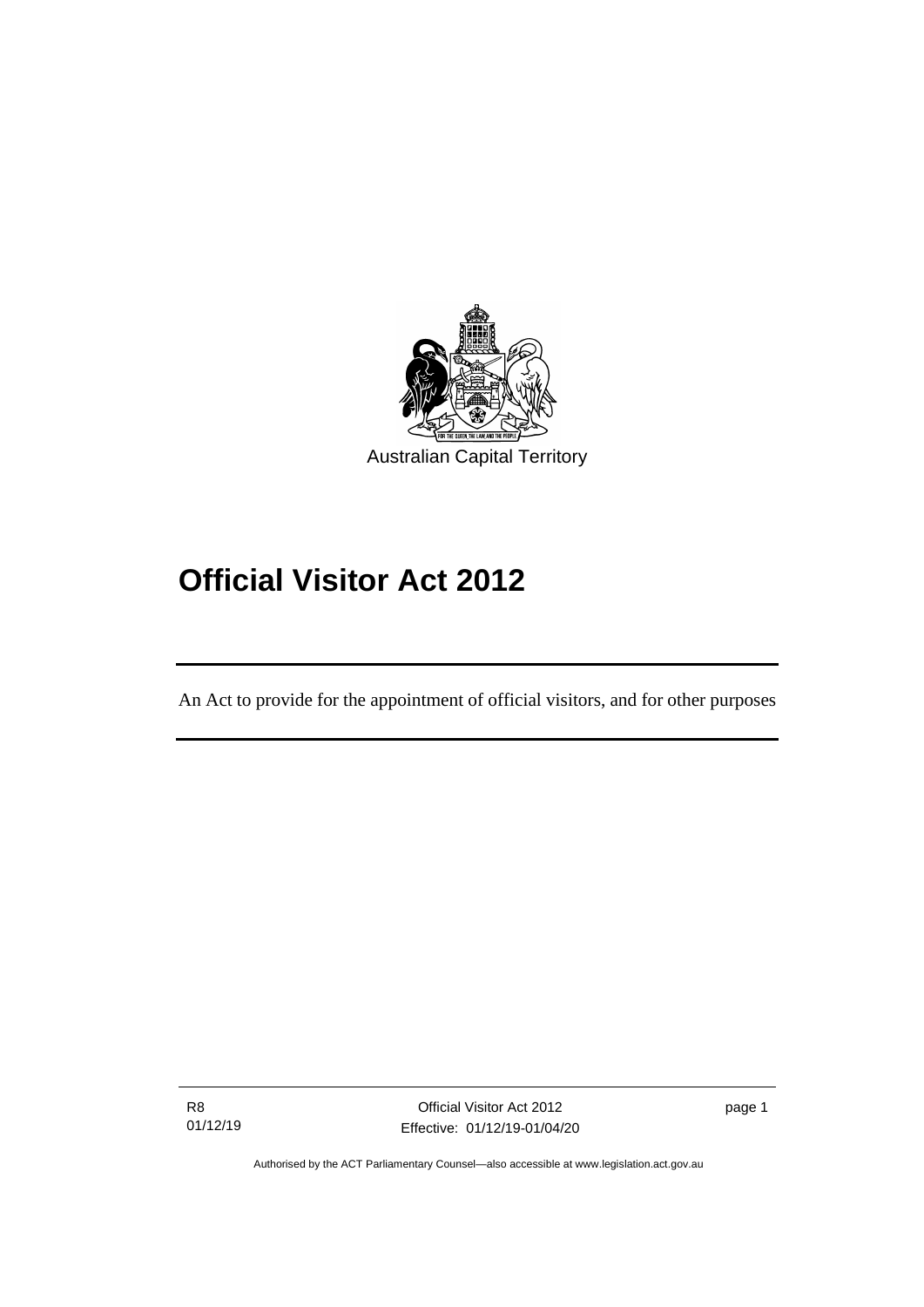Australian Capital Territory

# Official Visitor Act 2012

An Act to provide for the appointment of official visitors, and for other purposes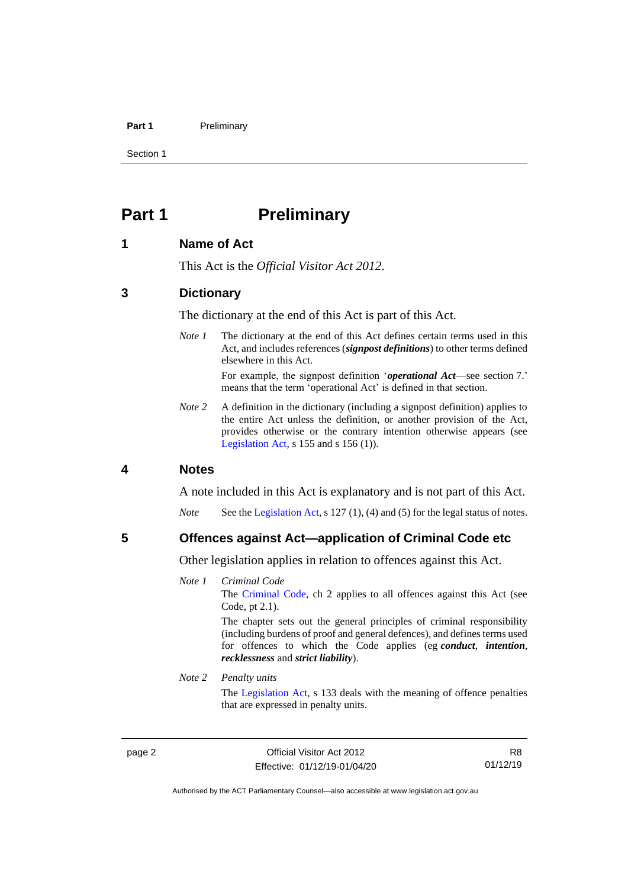# Part 1 Preliminary

## 1 Name of Act

This Act is the *Official Visitor Act 2012*.

## 3 Dictionary

The dictionary at the end of this Act is part of this Act.

*Note 1* The dictionary at the end of this Act defines certain terms used in this Act, and includes references (***signpost definitions***) to other terms defined elsewhere in this Act.

For example, the signpost definition '***operational Act***—see section 7.' means that the term 'operational Act' is defined in that section.

*Note 2* A definition in the dictionary (including a signpost definition) applies to the entire Act unless the definition, or another provision of the Act, provides otherwise or the contrary intention otherwise appears (see Legislation Act, s 155 and s 156 (1)).

## 4 Notes

A note included in this Act is explanatory and is not part of this Act.

*Note* See the Legislation Act, s 127 (1), (4) and (5) for the legal status of notes.

## 5 Offences against Act—application of Criminal Code etc

Other legislation applies in relation to offences against this Act.

*Note 1* *Criminal Code*

The Criminal Code, ch 2 applies to all offences against this Act (see Code, pt 2.1).

The chapter sets out the general principles of criminal responsibility (including burdens of proof and general defences), and defines terms used for offences to which the Code applies (eg ***conduct***, ***intention***, ***recklessness*** and ***strict liability***).

*Note 2* *Penalty units*

The Legislation Act, s 133 deals with the meaning of offence penalties that are expressed in penalty units.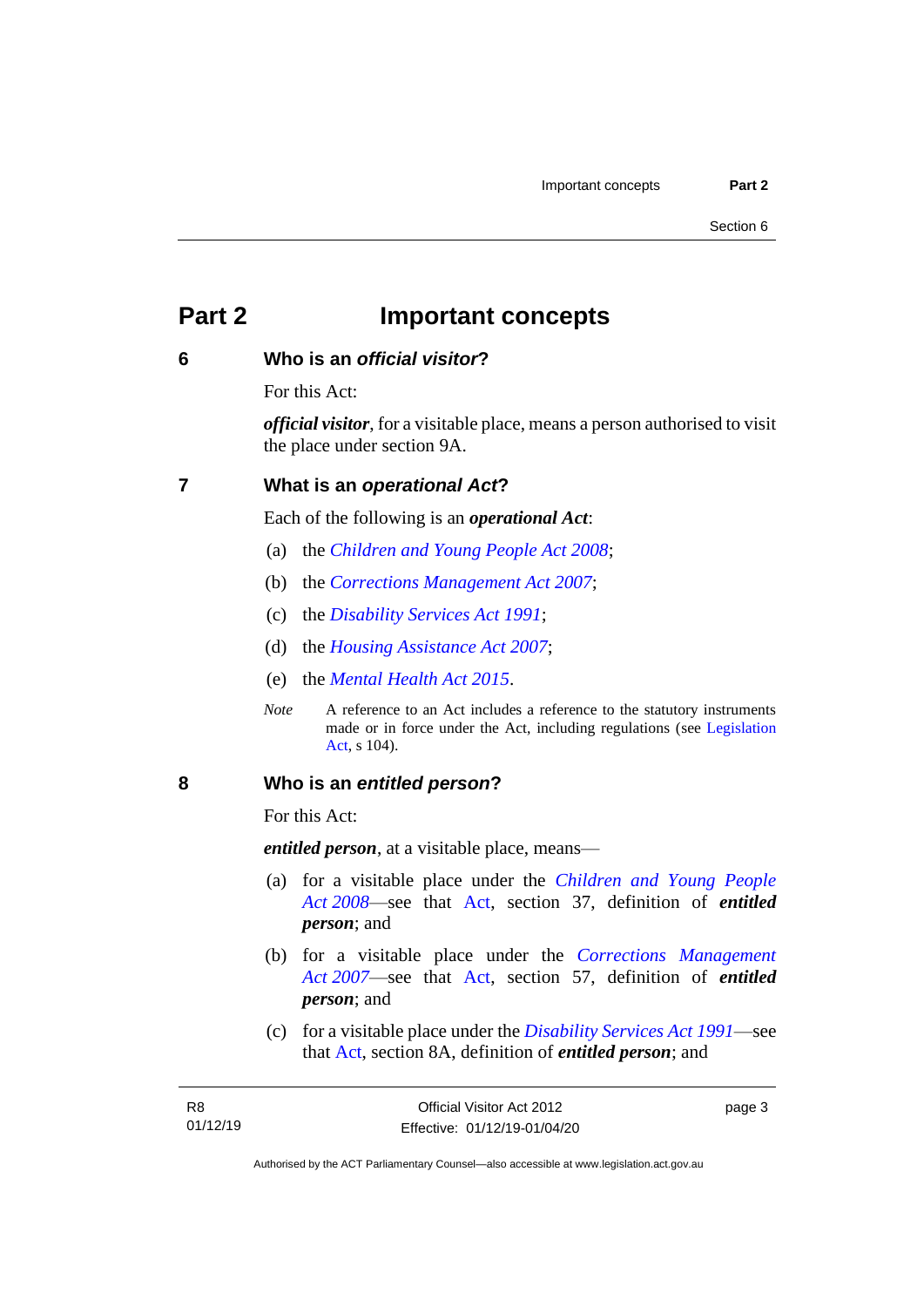# Part 2 Important concepts

## 6 Who is an *official visitor*?

For this Act:

***official visitor***, for a visitable place, means a person authorised to visit the place under section 9A.

## 7 What is an *operational Act*?

Each of the following is an ***operational Act***:

(a) the *Children and Young People Act 2008*;

(b) the *Corrections Management Act 2007*;

(c) the *Disability Services Act 1991*;

(d) the *Housing Assistance Act 2007*;

(e) the *Mental Health Act 2015*.

*Note* A reference to an Act includes a reference to the statutory instruments made or in force under the Act, including regulations (see Legislation Act, s 104).

## 8 Who is an *entitled person*?

For this Act:

***entitled person***, at a visitable place, means—

(a) for a visitable place under the *Children and Young People Act 2008*—see that Act, section 37, definition of ***entitled person***; and

(b) for a visitable place under the *Corrections Management Act 2007*—see that Act, section 57, definition of ***entitled person***; and

(c) for a visitable place under the *Disability Services Act 1991*—see that Act, section 8A, definition of ***entitled person***; and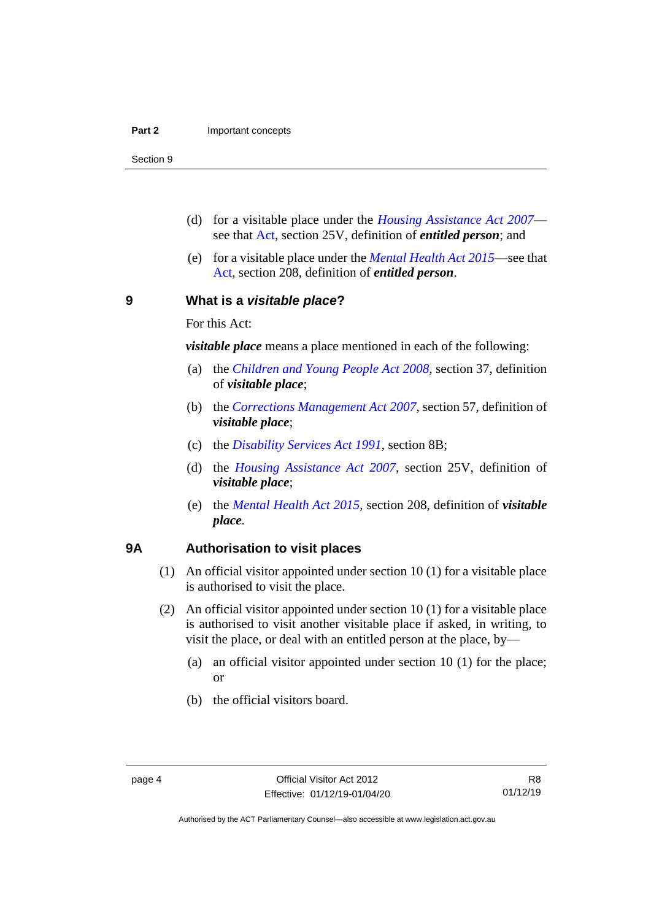(d) for a visitable place under the *Housing Assistance Act 2007*—see that Act, section 25V, definition of ***entitled person***; and

(e) for a visitable place under the *Mental Health Act 2015*—see that Act, section 208, definition of ***entitled person***.

## 9 What is a *visitable place*?

For this Act:

***visitable place*** means a place mentioned in each of the following:

(a) the *Children and Young People Act 2008*, section 37, definition of ***visitable place***;

(b) the *Corrections Management Act 2007*, section 57, definition of ***visitable place***;

(c) the *Disability Services Act 1991*, section 8B;

(d) the *Housing Assistance Act 2007*, section 25V, definition of ***visitable place***;

(e) the *Mental Health Act 2015*, section 208, definition of ***visitable place***.

## 9A Authorisation to visit places

(1) An official visitor appointed under section 10 (1) for a visitable place is authorised to visit the place.

(2) An official visitor appointed under section 10 (1) for a visitable place is authorised to visit another visitable place if asked, in writing, to visit the place, or deal with an entitled person at the place, by—

(a) an official visitor appointed under section 10 (1) for the place; or

(b) the official visitors board.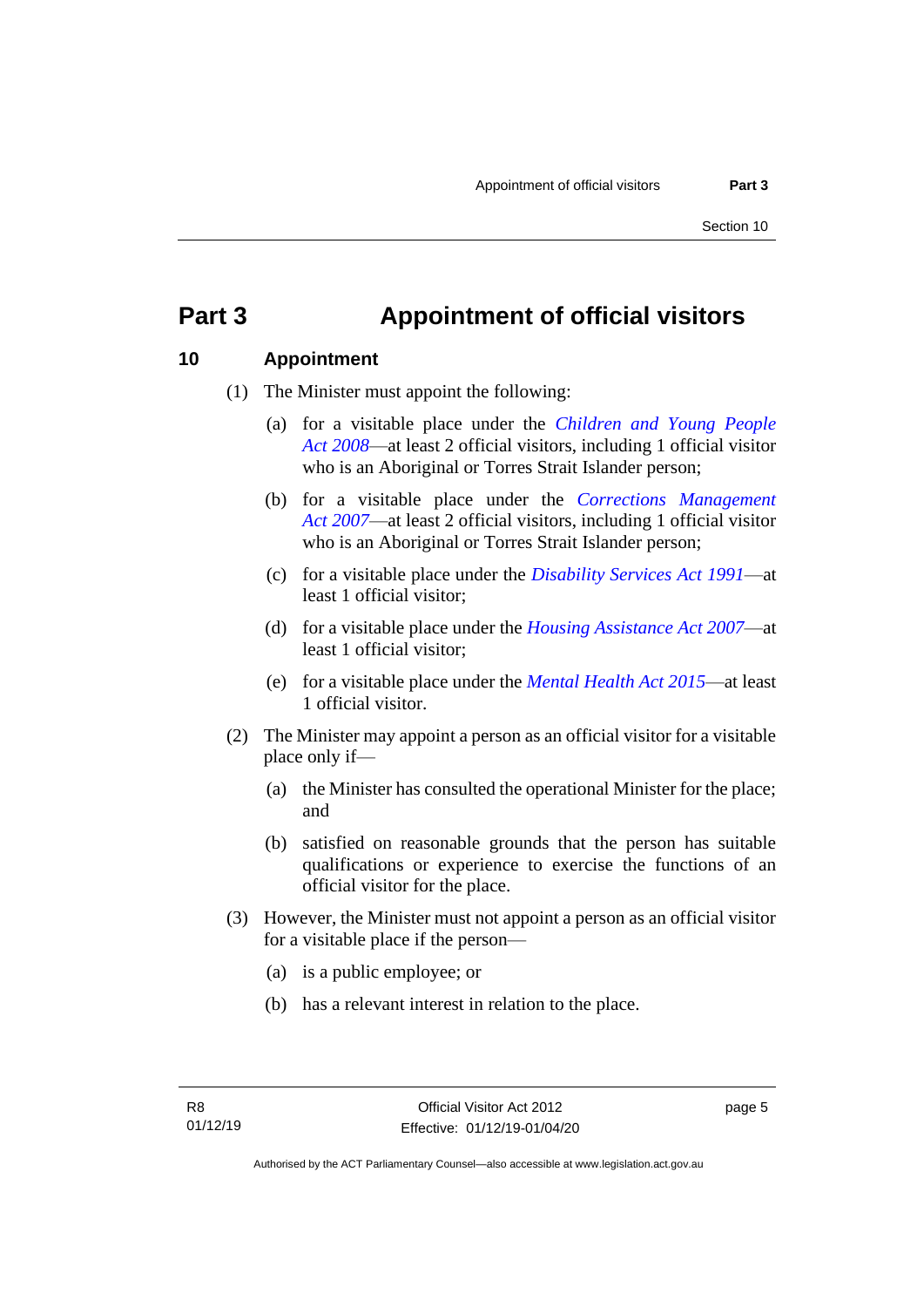# Part 3 Appointment of official visitors

## 10 Appointment

(1) The Minister must appoint the following:

(a) for a visitable place under the *Children and Young People Act 2008*—at least 2 official visitors, including 1 official visitor who is an Aboriginal or Torres Strait Islander person;

(b) for a visitable place under the *Corrections Management Act 2007*—at least 2 official visitors, including 1 official visitor who is an Aboriginal or Torres Strait Islander person;

(c) for a visitable place under the *Disability Services Act 1991*—at least 1 official visitor;

(d) for a visitable place under the *Housing Assistance Act 2007*—at least 1 official visitor;

(e) for a visitable place under the *Mental Health Act 2015*—at least 1 official visitor.

(2) The Minister may appoint a person as an official visitor for a visitable place only if—

(a) the Minister has consulted the operational Minister for the place; and

(b) satisfied on reasonable grounds that the person has suitable qualifications or experience to exercise the functions of an official visitor for the place.

(3) However, the Minister must not appoint a person as an official visitor for a visitable place if the person—

(a) is a public employee; or

(b) has a relevant interest in relation to the place.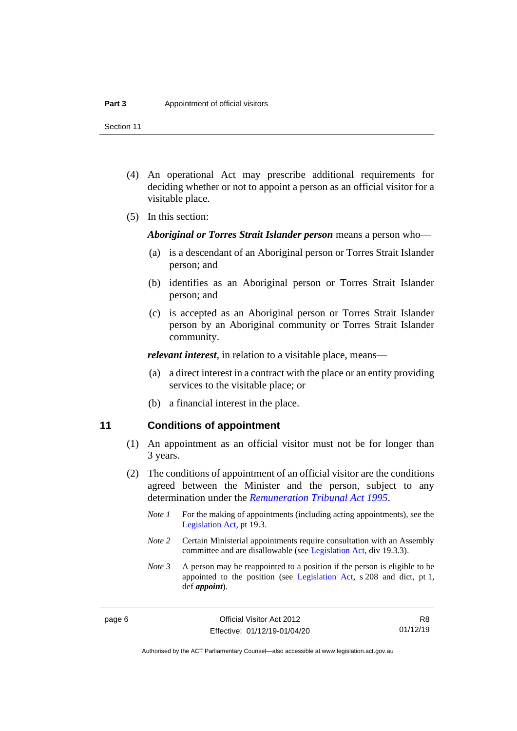(4) An operational Act may prescribe additional requirements for deciding whether or not to appoint a person as an official visitor for a visitable place.

(5) In this section:

***Aboriginal or Torres Strait Islander person*** means a person who—

(a) is a descendant of an Aboriginal person or Torres Strait Islander person; and

(b) identifies as an Aboriginal person or Torres Strait Islander person; and

(c) is accepted as an Aboriginal person or Torres Strait Islander person by an Aboriginal community or Torres Strait Islander community.

***relevant interest***, in relation to a visitable place, means—

(a) a direct interest in a contract with the place or an entity providing services to the visitable place; or

(b) a financial interest in the place.

## 11 Conditions of appointment

(1) An appointment as an official visitor must not be for longer than 3 years.

(2) The conditions of appointment of an official visitor are the conditions agreed between the Minister and the person, subject to any determination under the *Remuneration Tribunal Act 1995*.

*Note 1* For the making of appointments (including acting appointments), see the Legislation Act, pt 19.3.

*Note 2* Certain Ministerial appointments require consultation with an Assembly committee and are disallowable (see Legislation Act, div 19.3.3).

*Note 3* A person may be reappointed to a position if the person is eligible to be appointed to the position (see Legislation Act, s 208 and dict, pt 1, def ***appoint***).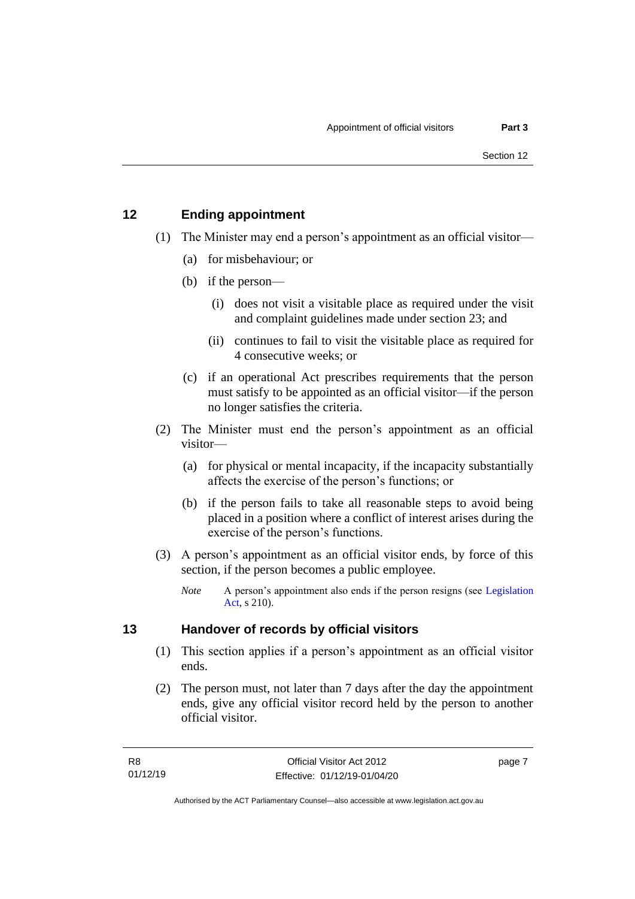## 12 Ending appointment

(1) The Minister may end a person's appointment as an official visitor—

(a) for misbehaviour; or

(b) if the person—

(i) does not visit a visitable place as required under the visit and complaint guidelines made under section 23; and

(ii) continues to fail to visit the visitable place as required for 4 consecutive weeks; or

(c) if an operational Act prescribes requirements that the person must satisfy to be appointed as an official visitor—if the person no longer satisfies the criteria.

(2) The Minister must end the person's appointment as an official visitor—

(a) for physical or mental incapacity, if the incapacity substantially affects the exercise of the person's functions; or

(b) if the person fails to take all reasonable steps to avoid being placed in a position where a conflict of interest arises during the exercise of the person's functions.

(3) A person's appointment as an official visitor ends, by force of this section, if the person becomes a public employee.

*Note* A person's appointment also ends if the person resigns (see Legislation Act, s 210).

## 13 Handover of records by official visitors

(1) This section applies if a person's appointment as an official visitor ends.

(2) The person must, not later than 7 days after the day the appointment ends, give any official visitor record held by the person to another official visitor.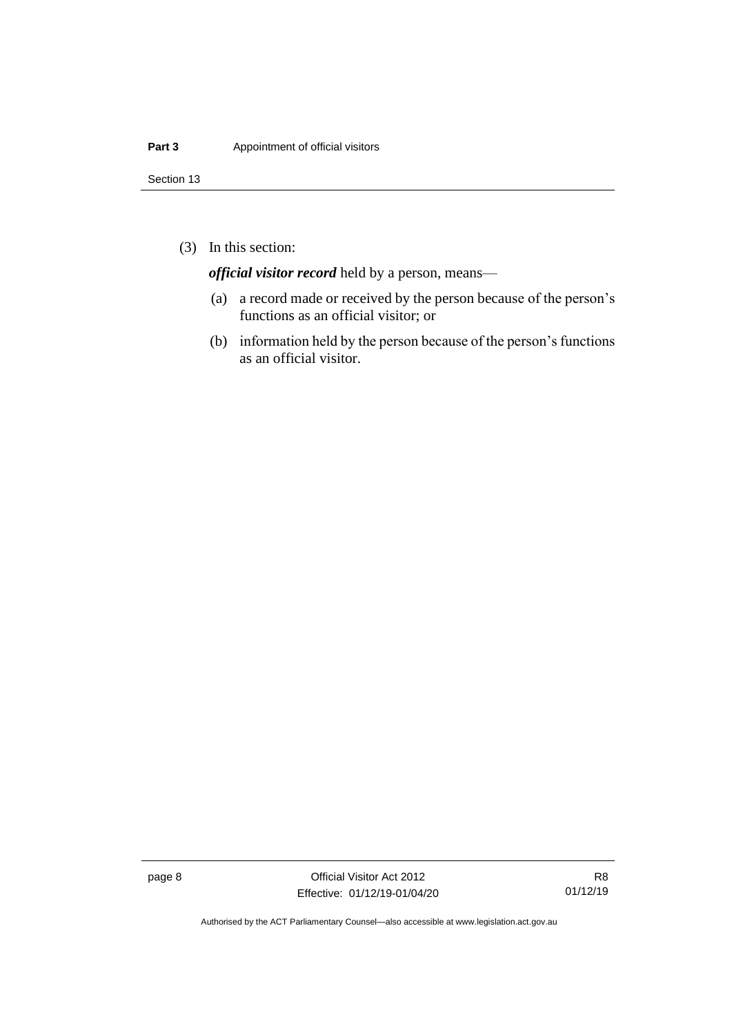(3) In this section:

***official visitor record*** held by a person, means—

(a) a record made or received by the person because of the person's functions as an official visitor; or

(b) information held by the person because of the person's functions as an official visitor.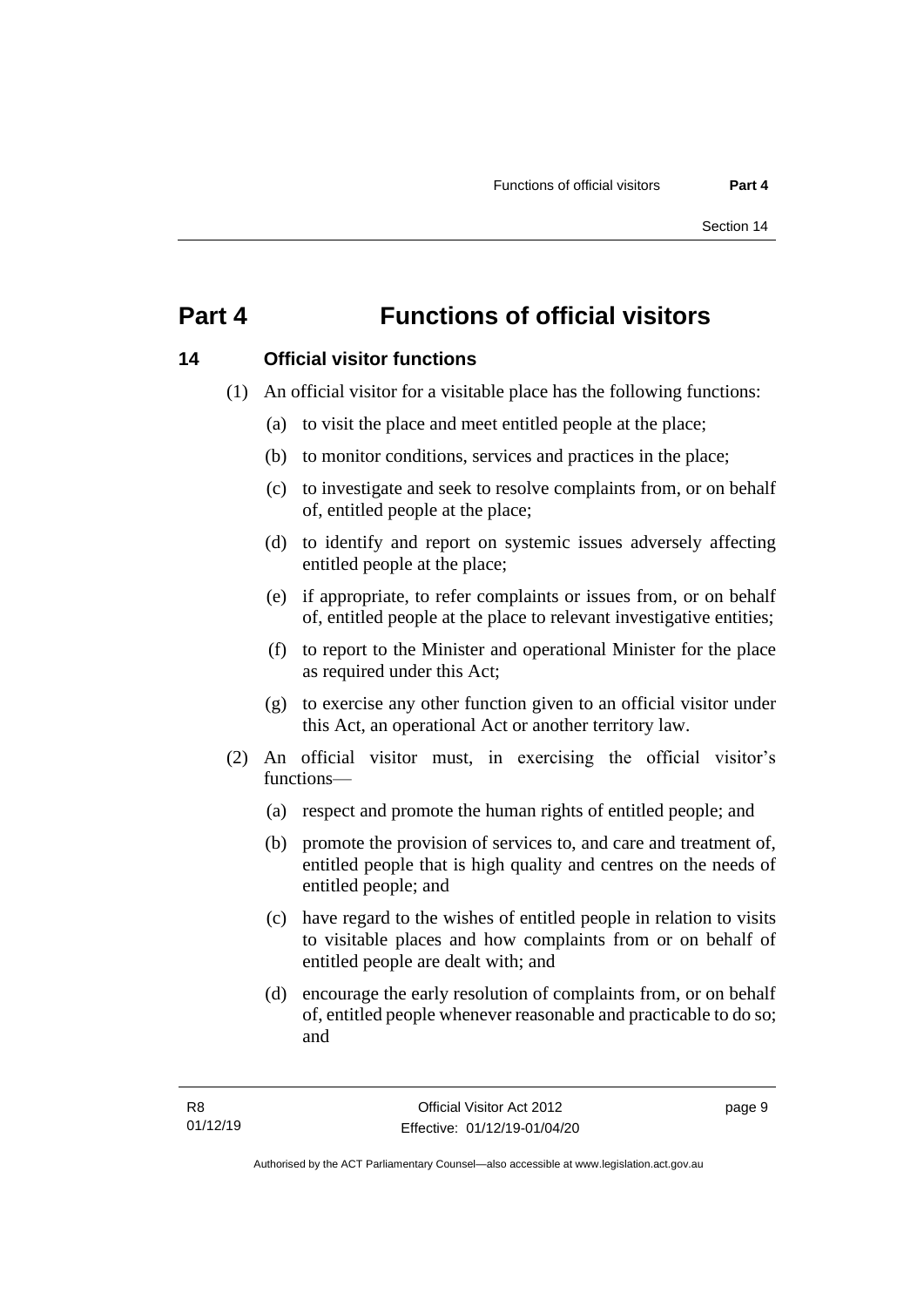# Part 4 Functions of official visitors

## 14 Official visitor functions

(1) An official visitor for a visitable place has the following functions:

(a) to visit the place and meet entitled people at the place;

(b) to monitor conditions, services and practices in the place;

(c) to investigate and seek to resolve complaints from, or on behalf of, entitled people at the place;

(d) to identify and report on systemic issues adversely affecting entitled people at the place;

(e) if appropriate, to refer complaints or issues from, or on behalf of, entitled people at the place to relevant investigative entities;

(f) to report to the Minister and operational Minister for the place as required under this Act;

(g) to exercise any other function given to an official visitor under this Act, an operational Act or another territory law.

(2) An official visitor must, in exercising the official visitor's functions—

(a) respect and promote the human rights of entitled people; and

(b) promote the provision of services to, and care and treatment of, entitled people that is high quality and centres on the needs of entitled people; and

(c) have regard to the wishes of entitled people in relation to visits to visitable places and how complaints from or on behalf of entitled people are dealt with; and

(d) encourage the early resolution of complaints from, or on behalf of, entitled people whenever reasonable and practicable to do so; and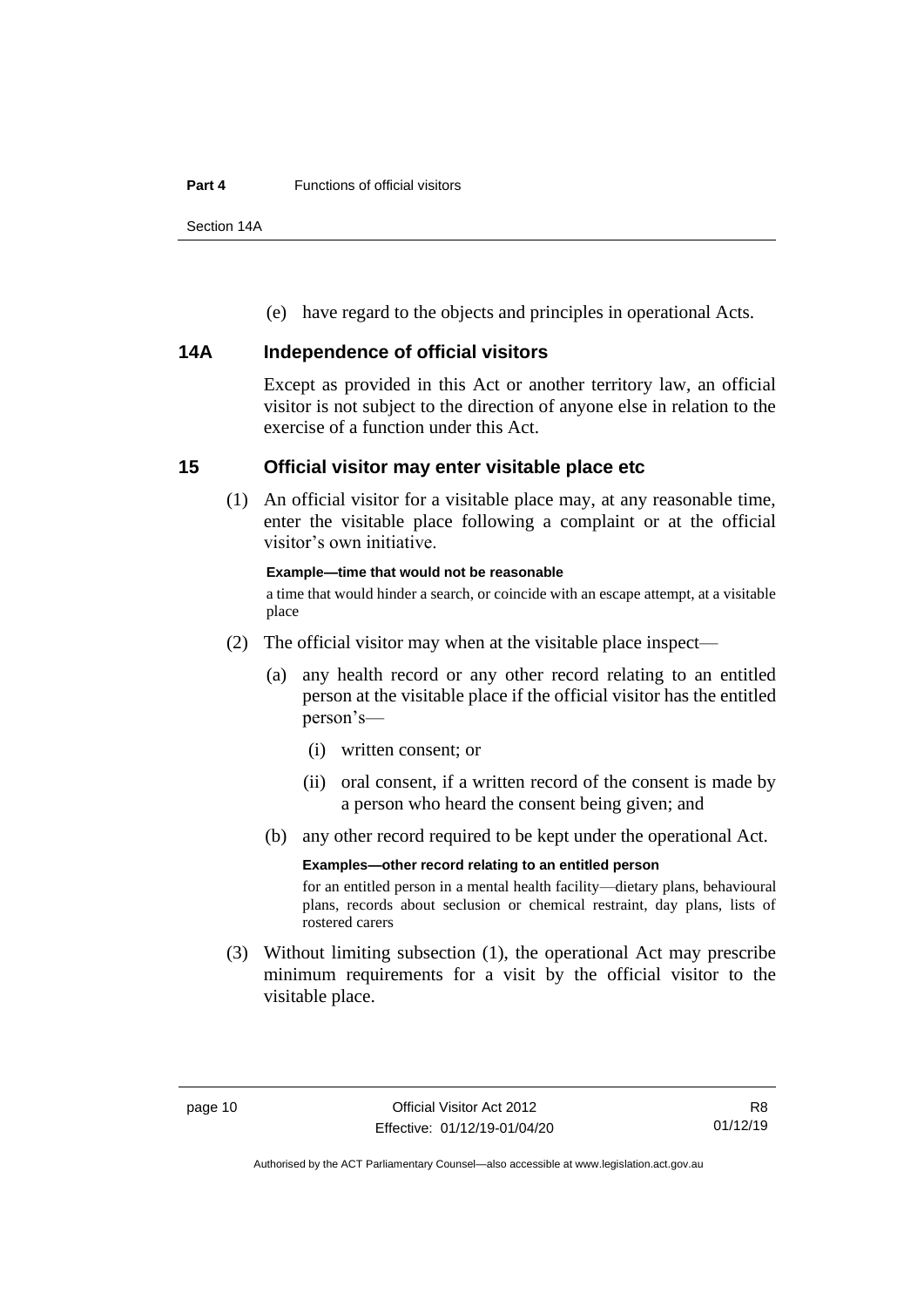(e) have regard to the objects and principles in operational Acts.

## 14A Independence of official visitors

Except as provided in this Act or another territory law, an official visitor is not subject to the direction of anyone else in relation to the exercise of a function under this Act.

## 15 Official visitor may enter visitable place etc

(1) An official visitor for a visitable place may, at any reasonable time, enter the visitable place following a complaint or at the official visitor's own initiative.

**Example—time that would not be reasonable**

a time that would hinder a search, or coincide with an escape attempt, at a visitable place

(2) The official visitor may when at the visitable place inspect—

(a) any health record or any other record relating to an entitled person at the visitable place if the official visitor has the entitled person's—

(i) written consent; or

(ii) oral consent, if a written record of the consent is made by a person who heard the consent being given; and

(b) any other record required to be kept under the operational Act.

**Examples—other record relating to an entitled person**

for an entitled person in a mental health facility—dietary plans, behavioural plans, records about seclusion or chemical restraint, day plans, lists of rostered carers

(3) Without limiting subsection (1), the operational Act may prescribe minimum requirements for a visit by the official visitor to the visitable place.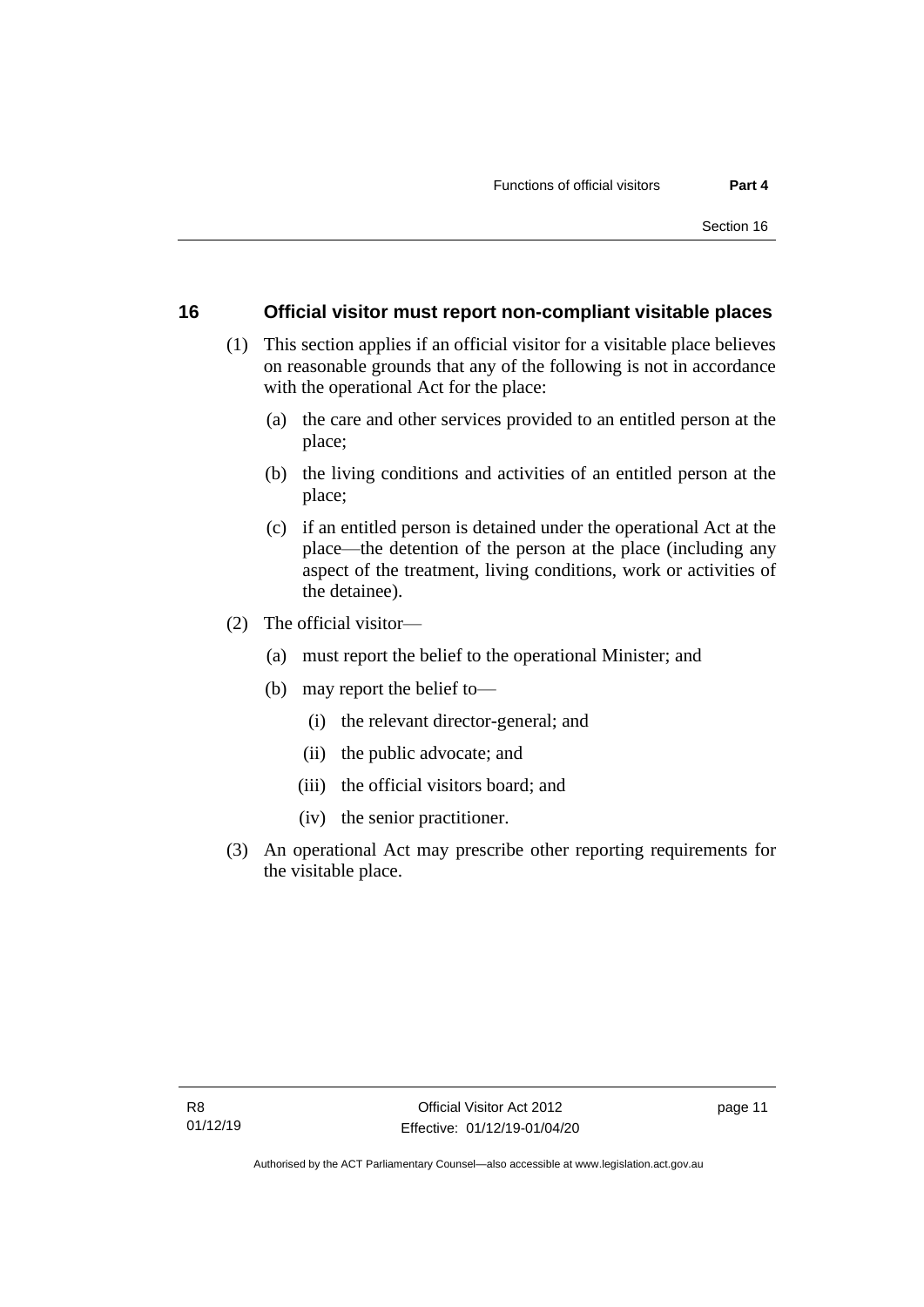## 16 Official visitor must report non-compliant visitable places

(1) This section applies if an official visitor for a visitable place believes on reasonable grounds that any of the following is not in accordance with the operational Act for the place:

  (a) the care and other services provided to an entitled person at the place;

  (b) the living conditions and activities of an entitled person at the place;

  (c) if an entitled person is detained under the operational Act at the place—the detention of the person at the place (including any aspect of the treatment, living conditions, work or activities of the detainee).

(2) The official visitor—

  (a) must report the belief to the operational Minister; and

  (b) may report the belief to—

    (i) the relevant director-general; and

    (ii) the public advocate; and

    (iii) the official visitors board; and

    (iv) the senior practitioner.

(3) An operational Act may prescribe other reporting requirements for the visitable place.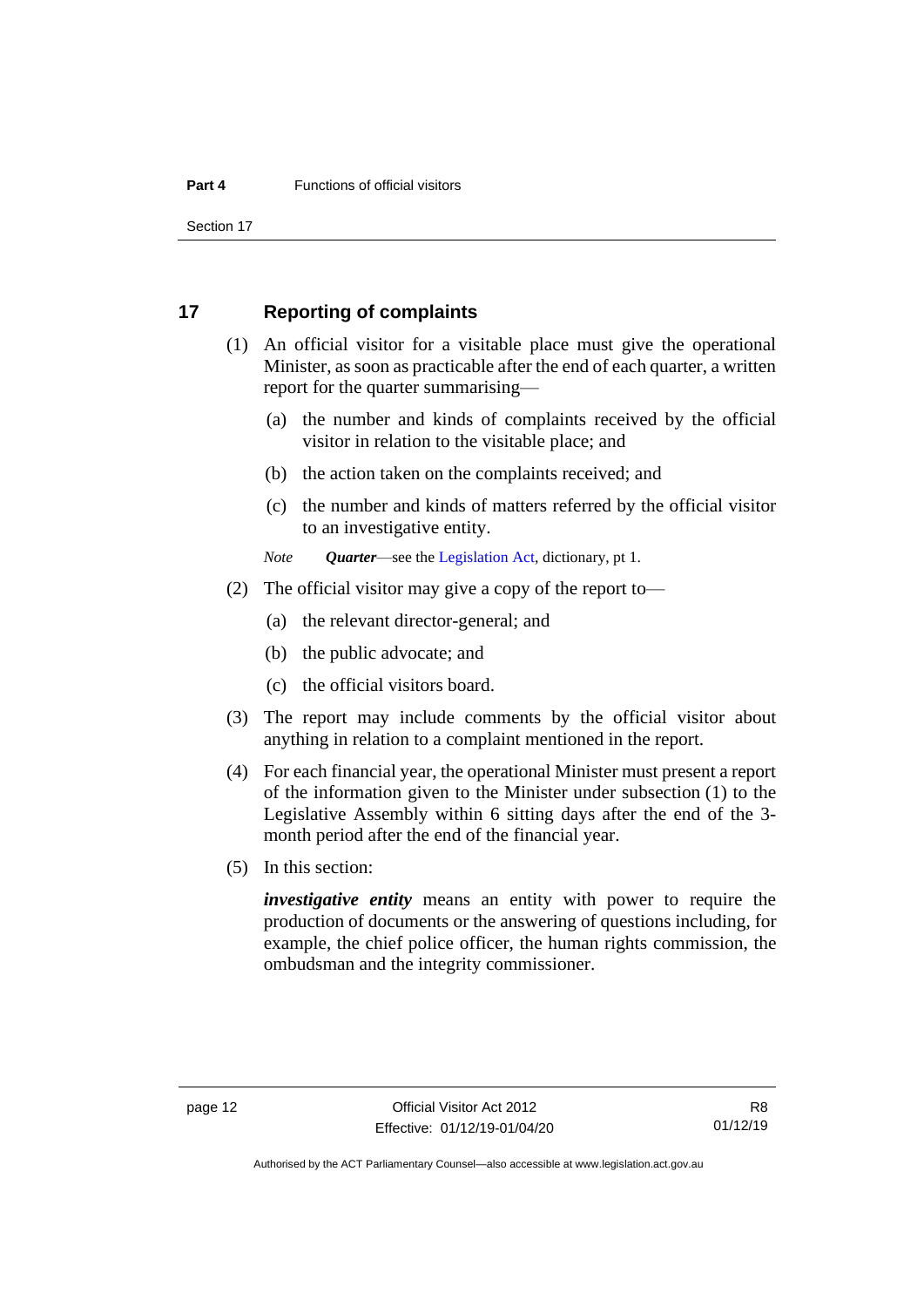## 17 Reporting of complaints

(1) An official visitor for a visitable place must give the operational Minister, as soon as practicable after the end of each quarter, a written report for the quarter summarising—

  (a) the number and kinds of complaints received by the official visitor in relation to the visitable place; and

  (b) the action taken on the complaints received; and

  (c) the number and kinds of matters referred by the official visitor to an investigative entity.

*Note* ***Quarter***—see the Legislation Act, dictionary, pt 1.

(2) The official visitor may give a copy of the report to—

  (a) the relevant director-general; and

  (b) the public advocate; and

  (c) the official visitors board.

(3) The report may include comments by the official visitor about anything in relation to a complaint mentioned in the report.

(4) For each financial year, the operational Minister must present a report of the information given to the Minister under subsection (1) to the Legislative Assembly within 6 sitting days after the end of the 3-month period after the end of the financial year.

(5) In this section:

***investigative entity*** means an entity with power to require the production of documents or the answering of questions including, for example, the chief police officer, the human rights commission, the ombudsman and the integrity commissioner.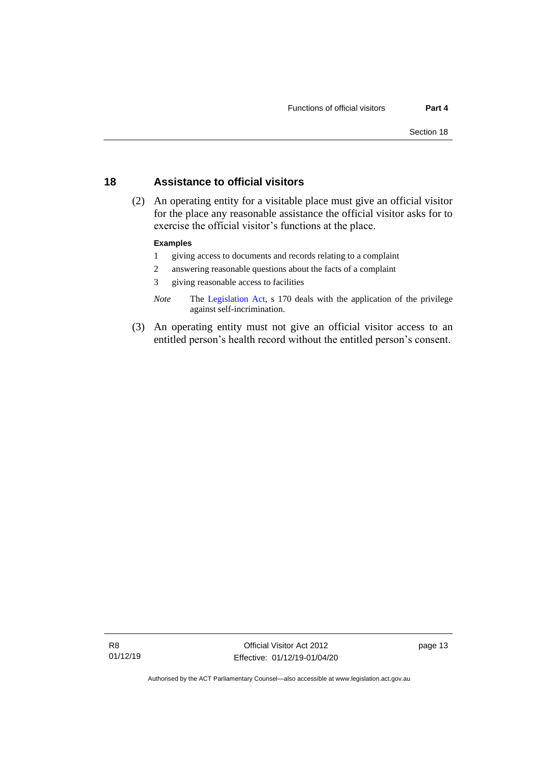## 18 Assistance to official visitors

(2) An operating entity for a visitable place must give an official visitor for the place any reasonable assistance the official visitor asks for to exercise the official visitor's functions at the place.

**Examples**

1 giving access to documents and records relating to a complaint

2 answering reasonable questions about the facts of a complaint

3 giving reasonable access to facilities

*Note* The Legislation Act, s 170 deals with the application of the privilege against self-incrimination.

(3) An operating entity must not give an official visitor access to an entitled person's health record without the entitled person's consent.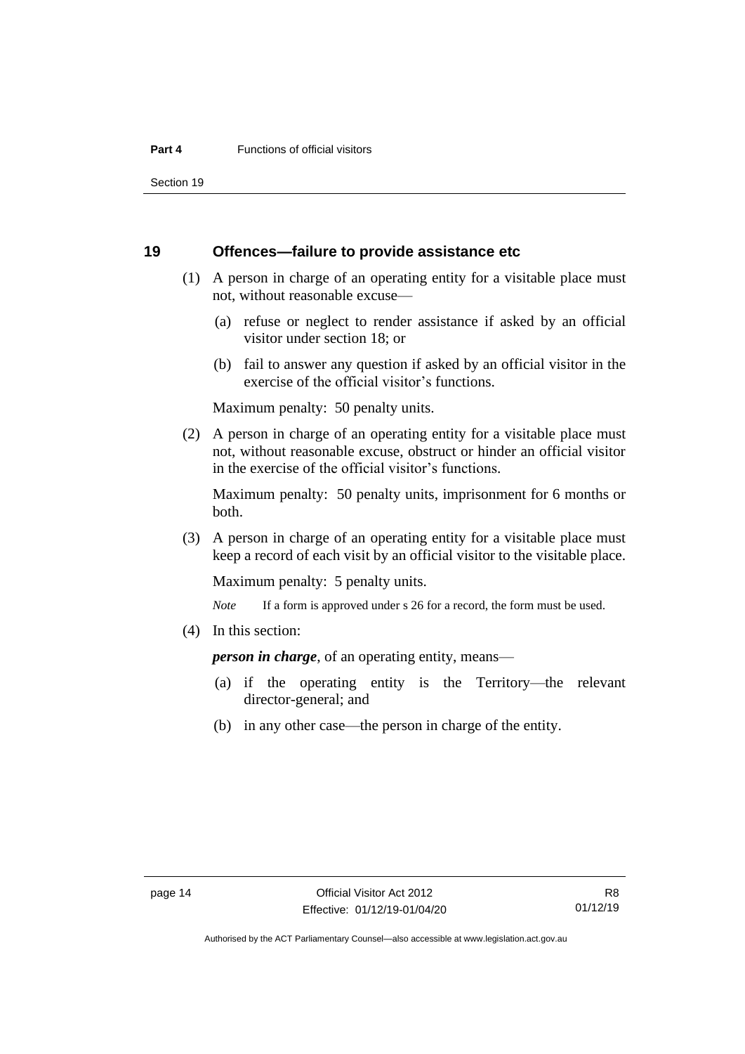## 19 Offences—failure to provide assistance etc

(1) A person in charge of an operating entity for a visitable place must not, without reasonable excuse—

(a) refuse or neglect to render assistance if asked by an official visitor under section 18; or

(b) fail to answer any question if asked by an official visitor in the exercise of the official visitor's functions.

Maximum penalty: 50 penalty units.

(2) A person in charge of an operating entity for a visitable place must not, without reasonable excuse, obstruct or hinder an official visitor in the exercise of the official visitor's functions.

Maximum penalty: 50 penalty units, imprisonment for 6 months or both.

(3) A person in charge of an operating entity for a visitable place must keep a record of each visit by an official visitor to the visitable place.

Maximum penalty: 5 penalty units.

*Note* If a form is approved under s 26 for a record, the form must be used.

(4) In this section:

***person in charge***, of an operating entity, means—

(a) if the operating entity is the Territory—the relevant director-general; and

(b) in any other case—the person in charge of the entity.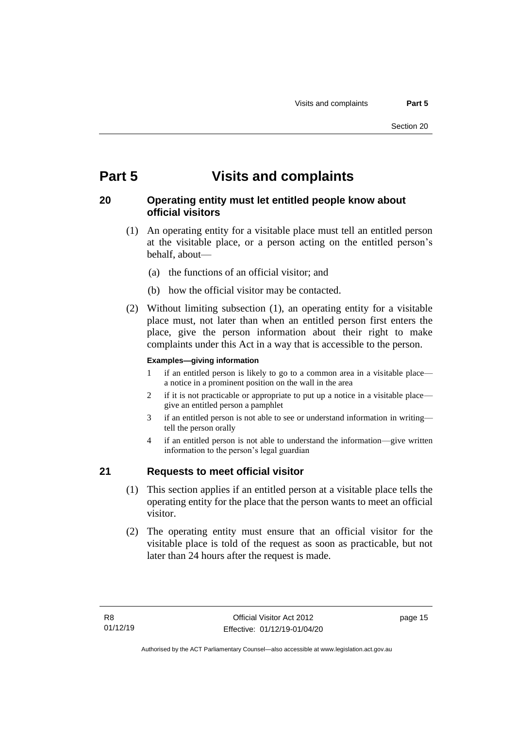# Part 5 Visits and complaints

## 20 Operating entity must let entitled people know about official visitors

(1) An operating entity for a visitable place must tell an entitled person at the visitable place, or a person acting on the entitled person's behalf, about—

(a) the functions of an official visitor; and

(b) how the official visitor may be contacted.

(2) Without limiting subsection (1), an operating entity for a visitable place must, not later than when an entitled person first enters the place, give the person information about their right to make complaints under this Act in a way that is accessible to the person.

**Examples—giving information**

1 if an entitled person is likely to go to a common area in a visitable place—a notice in a prominent position on the wall in the area

2 if it is not practicable or appropriate to put up a notice in a visitable place—give an entitled person a pamphlet

3 if an entitled person is not able to see or understand information in writing—tell the person orally

4 if an entitled person is not able to understand the information—give written information to the person's legal guardian

## 21 Requests to meet official visitor

(1) This section applies if an entitled person at a visitable place tells the operating entity for the place that the person wants to meet an official visitor.

(2) The operating entity must ensure that an official visitor for the visitable place is told of the request as soon as practicable, but not later than 24 hours after the request is made.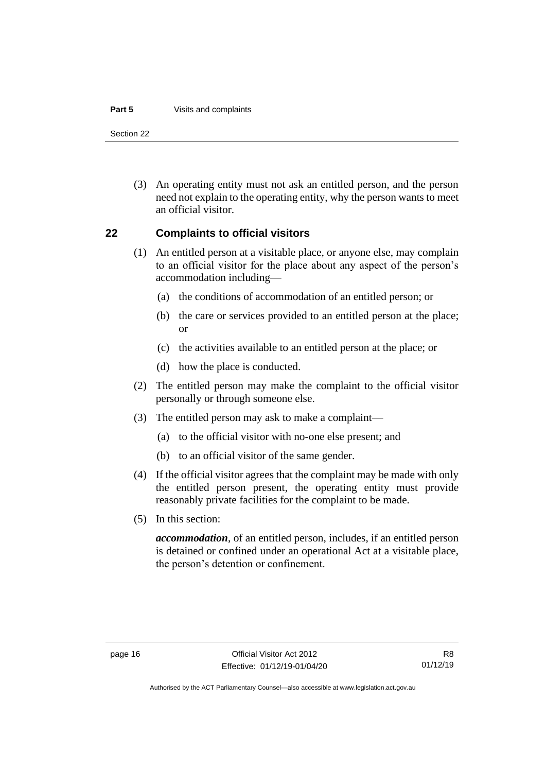(3) An operating entity must not ask an entitled person, and the person need not explain to the operating entity, why the person wants to meet an official visitor.

## 22 Complaints to official visitors

(1) An entitled person at a visitable place, or anyone else, may complain to an official visitor for the place about any aspect of the person's accommodation including—

(a) the conditions of accommodation of an entitled person; or

(b) the care or services provided to an entitled person at the place; or

(c) the activities available to an entitled person at the place; or

(d) how the place is conducted.

(2) The entitled person may make the complaint to the official visitor personally or through someone else.

(3) The entitled person may ask to make a complaint—

(a) to the official visitor with no-one else present; and

(b) to an official visitor of the same gender.

(4) If the official visitor agrees that the complaint may be made with only the entitled person present, the operating entity must provide reasonably private facilities for the complaint to be made.

(5) In this section:

***accommodation***, of an entitled person, includes, if an entitled person is detained or confined under an operational Act at a visitable place, the person's detention or confinement.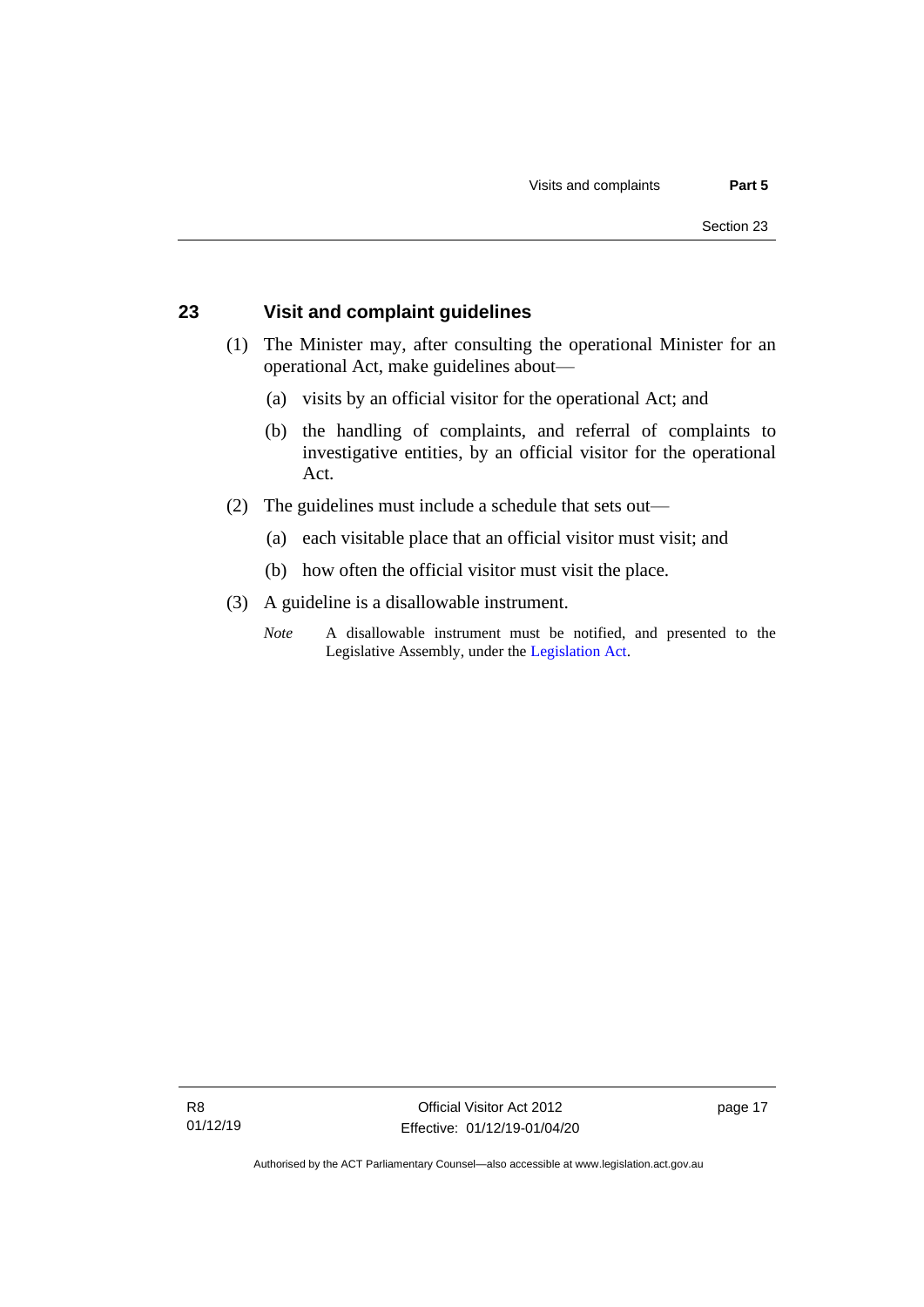## 23 Visit and complaint guidelines

(1) The Minister may, after consulting the operational Minister for an operational Act, make guidelines about—

(a) visits by an official visitor for the operational Act; and

(b) the handling of complaints, and referral of complaints to investigative entities, by an official visitor for the operational Act.

(2) The guidelines must include a schedule that sets out—

(a) each visitable place that an official visitor must visit; and

(b) how often the official visitor must visit the place.

(3) A guideline is a disallowable instrument.

*Note* A disallowable instrument must be notified, and presented to the Legislative Assembly, under the Legislation Act.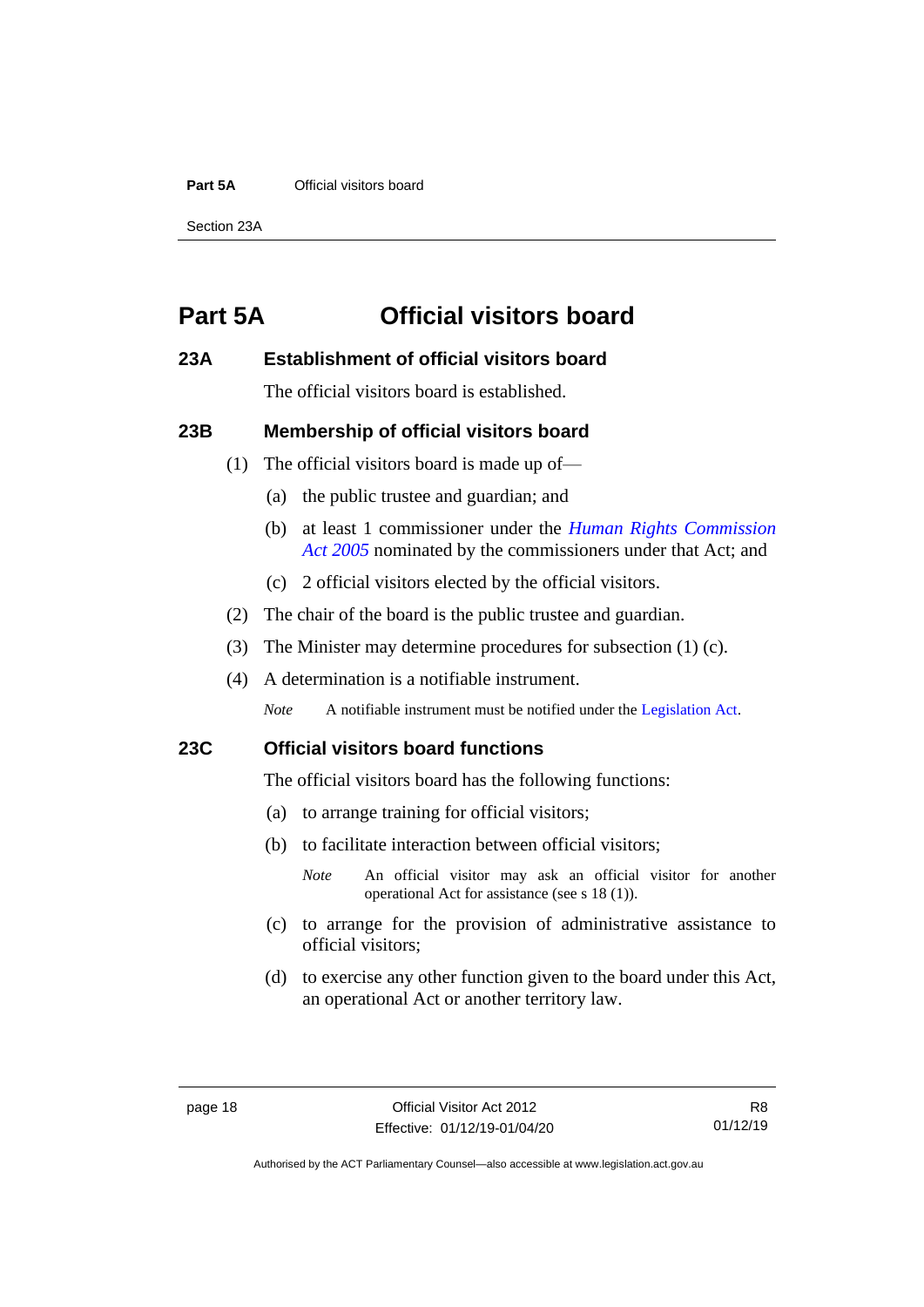# Part 5A Official visitors board

## 23A Establishment of official visitors board

The official visitors board is established.

## 23B Membership of official visitors board

(1) The official visitors board is made up of—

(a) the public trustee and guardian; and

(b) at least 1 commissioner under the *Human Rights Commission Act 2005* nominated by the commissioners under that Act; and

(c) 2 official visitors elected by the official visitors.

(2) The chair of the board is the public trustee and guardian.

(3) The Minister may determine procedures for subsection (1) (c).

(4) A determination is a notifiable instrument.

*Note* A notifiable instrument must be notified under the Legislation Act.

## 23C Official visitors board functions

The official visitors board has the following functions:

(a) to arrange training for official visitors;

(b) to facilitate interaction between official visitors;

*Note* An official visitor may ask an official visitor for another operational Act for assistance (see s 18 (1)).

(c) to arrange for the provision of administrative assistance to official visitors;

(d) to exercise any other function given to the board under this Act, an operational Act or another territory law.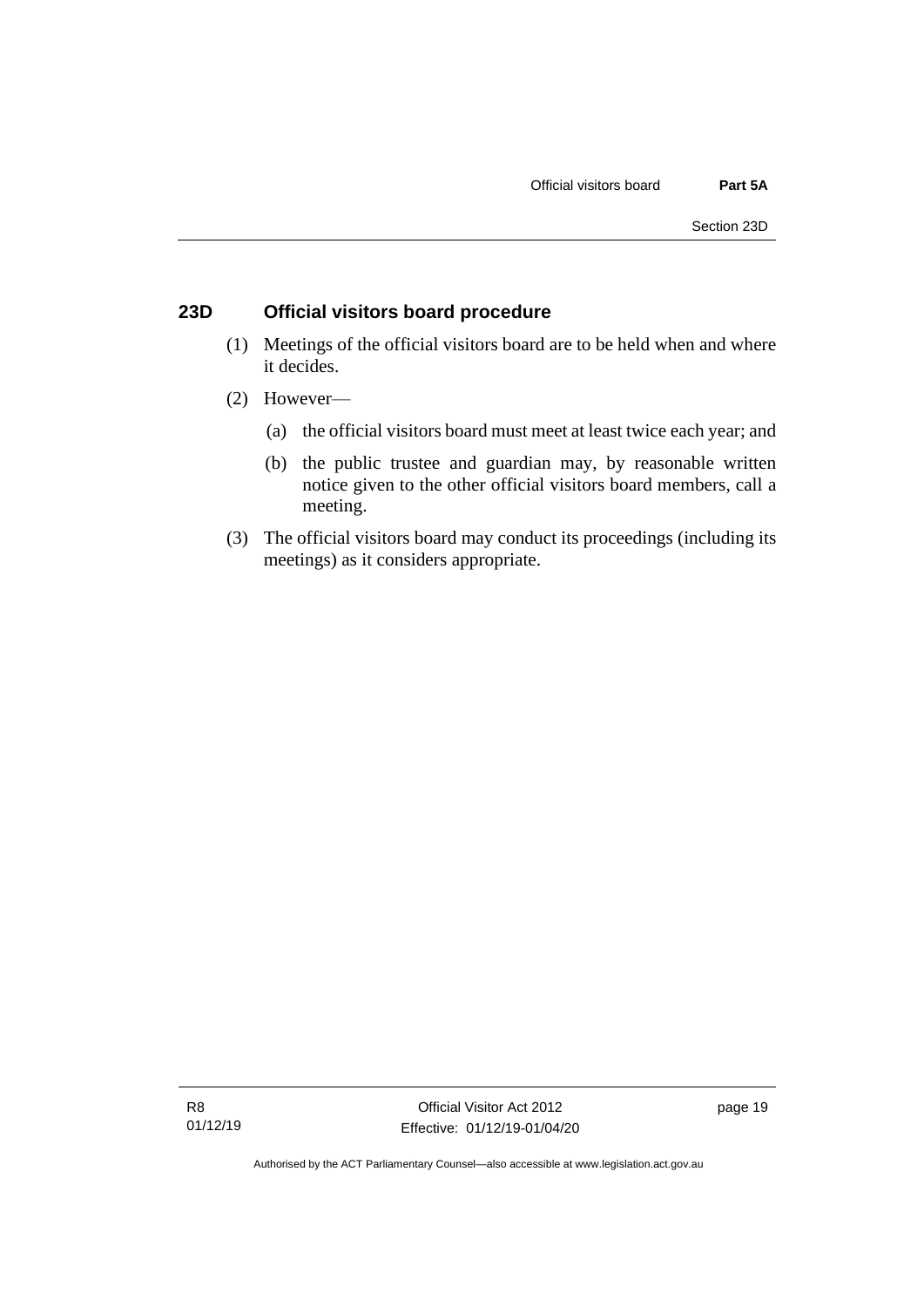## 23D Official visitors board procedure

(1) Meetings of the official visitors board are to be held when and where it decides.

(2) However—

(a) the official visitors board must meet at least twice each year; and

(b) the public trustee and guardian may, by reasonable written notice given to the other official visitors board members, call a meeting.

(3) The official visitors board may conduct its proceedings (including its meetings) as it considers appropriate.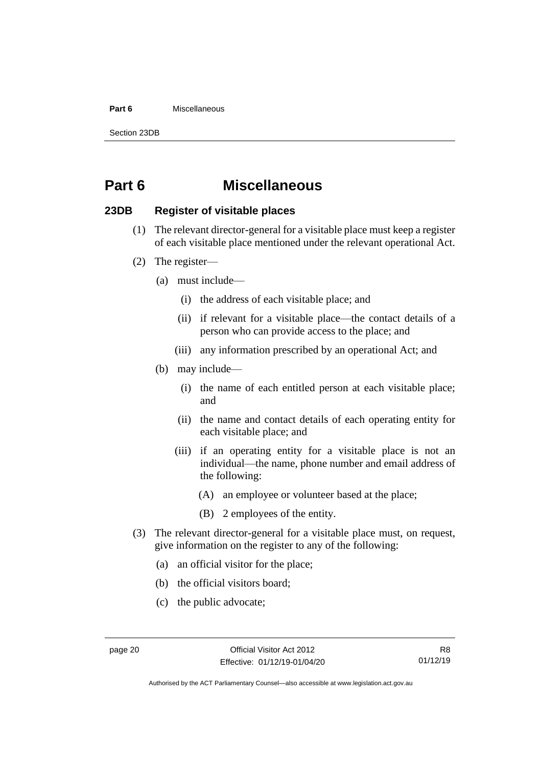# Part 6 Miscellaneous

## 23DB Register of visitable places

(1) The relevant director-general for a visitable place must keep a register of each visitable place mentioned under the relevant operational Act.

(2) The register—

(a) must include—

(i) the address of each visitable place; and

(ii) if relevant for a visitable place—the contact details of a person who can provide access to the place; and

(iii) any information prescribed by an operational Act; and

(b) may include—

(i) the name of each entitled person at each visitable place; and

(ii) the name and contact details of each operating entity for each visitable place; and

(iii) if an operating entity for a visitable place is not an individual—the name, phone number and email address of the following:

(A) an employee or volunteer based at the place;

(B) 2 employees of the entity.

(3) The relevant director-general for a visitable place must, on request, give information on the register to any of the following:

(a) an official visitor for the place;

(b) the official visitors board;

(c) the public advocate;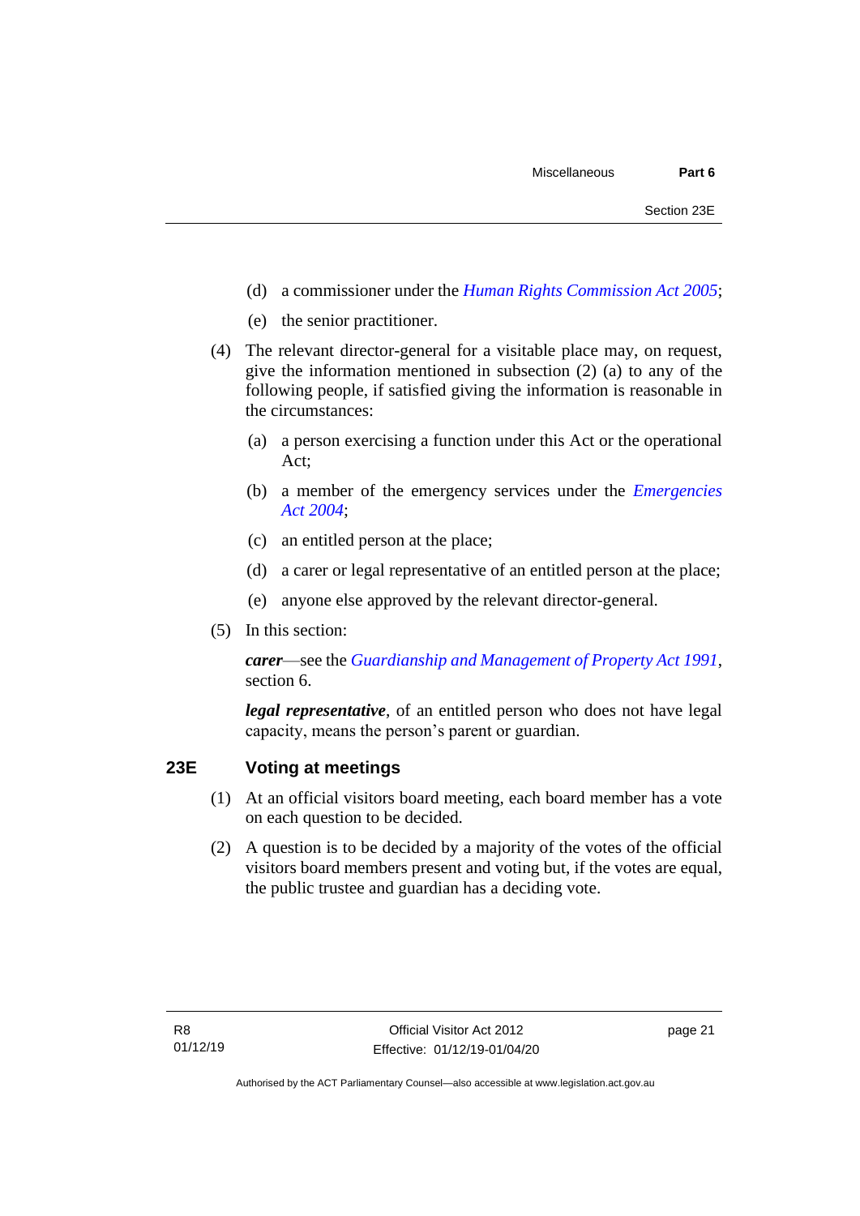(d) a commissioner under the *Human Rights Commission Act 2005*;

(e) the senior practitioner.

(4) The relevant director-general for a visitable place may, on request, give the information mentioned in subsection (2) (a) to any of the following people, if satisfied giving the information is reasonable in the circumstances:

(a) a person exercising a function under this Act or the operational Act;

(b) a member of the emergency services under the *Emergencies Act 2004*;

(c) an entitled person at the place;

(d) a carer or legal representative of an entitled person at the place;

(e) anyone else approved by the relevant director-general.

(5) In this section:

***carer***—see the *Guardianship and Management of Property Act 1991*, section 6.

***legal representative***, of an entitled person who does not have legal capacity, means the person's parent or guardian.

## 23E Voting at meetings

(1) At an official visitors board meeting, each board member has a vote on each question to be decided.

(2) A question is to be decided by a majority of the votes of the official visitors board members present and voting but, if the votes are equal, the public trustee and guardian has a deciding vote.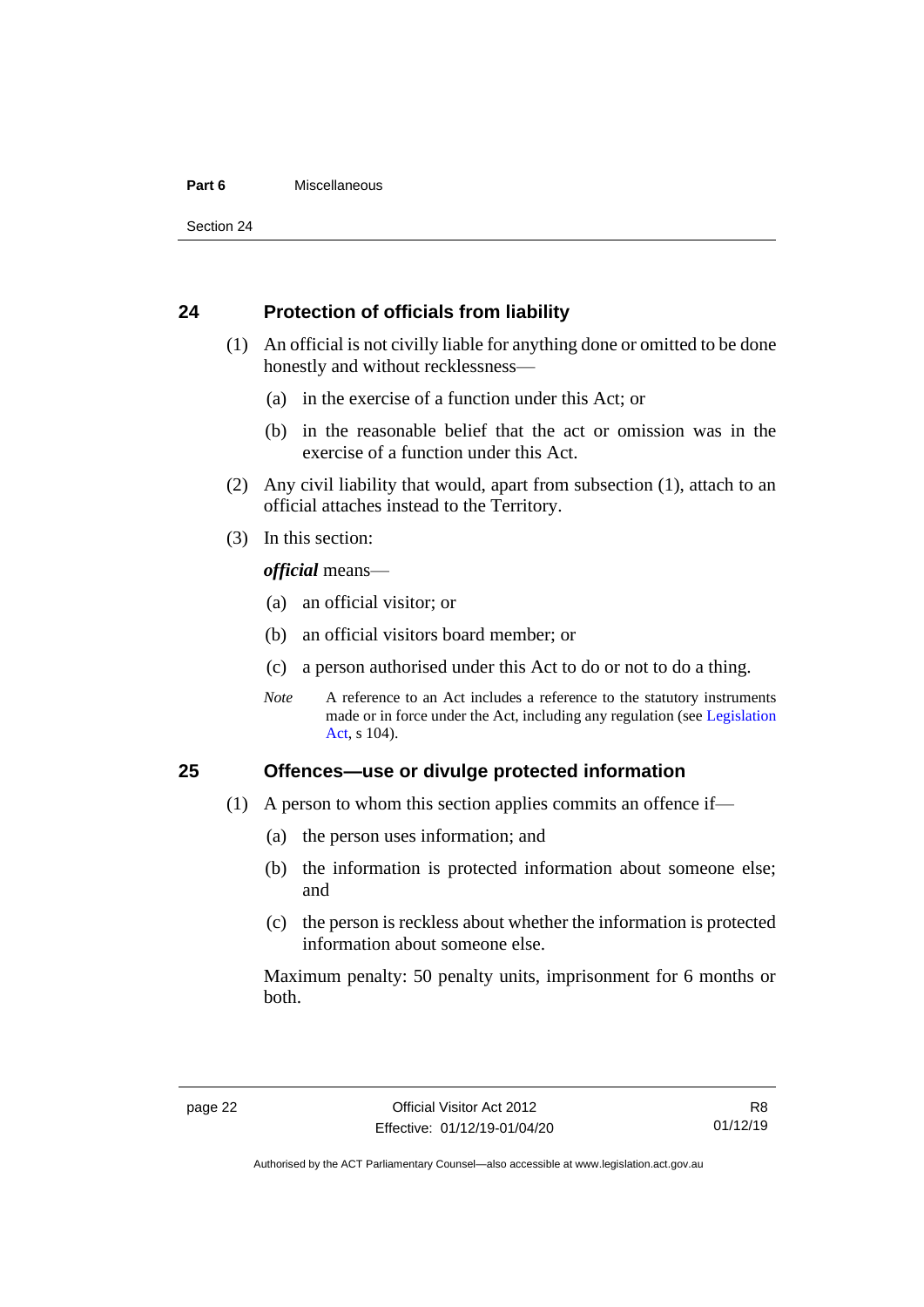## 24 Protection of officials from liability

(1) An official is not civilly liable for anything done or omitted to be done honestly and without recklessness—

(a) in the exercise of a function under this Act; or

(b) in the reasonable belief that the act or omission was in the exercise of a function under this Act.

(2) Any civil liability that would, apart from subsection (1), attach to an official attaches instead to the Territory.

(3) In this section:

***official*** means—

(a) an official visitor; or

(b) an official visitors board member; or

(c) a person authorised under this Act to do or not to do a thing.

*Note* A reference to an Act includes a reference to the statutory instruments made or in force under the Act, including any regulation (see Legislation Act, s 104).

## 25 Offences—use or divulge protected information

(1) A person to whom this section applies commits an offence if—

(a) the person uses information; and

(b) the information is protected information about someone else; and

(c) the person is reckless about whether the information is protected information about someone else.

Maximum penalty: 50 penalty units, imprisonment for 6 months or both.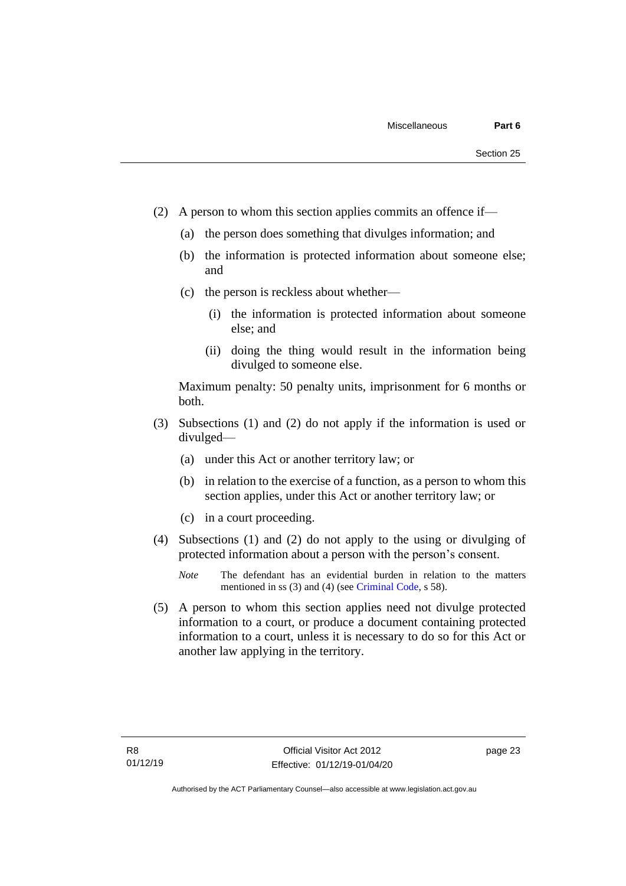(2) A person to whom this section applies commits an offence if—

  (a) the person does something that divulges information; and

  (b) the information is protected information about someone else; and

  (c) the person is reckless about whether—

    (i) the information is protected information about someone else; and

    (ii) doing the thing would result in the information being divulged to someone else.

Maximum penalty: 50 penalty units, imprisonment for 6 months or both.

(3) Subsections (1) and (2) do not apply if the information is used or divulged—

  (a) under this Act or another territory law; or

  (b) in relation to the exercise of a function, as a person to whom this section applies, under this Act or another territory law; or

  (c) in a court proceeding.

(4) Subsections (1) and (2) do not apply to the using or divulging of protected information about a person with the person's consent.

*Note* The defendant has an evidential burden in relation to the matters mentioned in ss (3) and (4) (see Criminal Code, s 58).

(5) A person to whom this section applies need not divulge protected information to a court, or produce a document containing protected information to a court, unless it is necessary to do so for this Act or another law applying in the territory.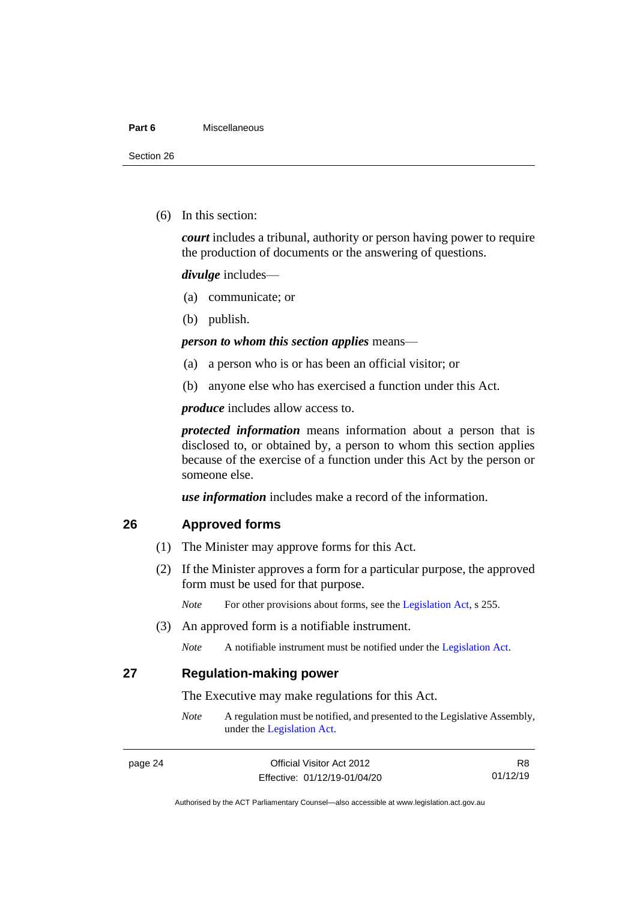(6) In this section:

***court*** includes a tribunal, authority or person having power to require the production of documents or the answering of questions.

***divulge*** includes—

(a) communicate; or

(b) publish.

***person to whom this section applies*** means—

(a) a person who is or has been an official visitor; or

(b) anyone else who has exercised a function under this Act.

***produce*** includes allow access to.

***protected information*** means information about a person that is disclosed to, or obtained by, a person to whom this section applies because of the exercise of a function under this Act by the person or someone else.

***use information*** includes make a record of the information.

## 26 Approved forms

(1) The Minister may approve forms for this Act.

(2) If the Minister approves a form for a particular purpose, the approved form must be used for that purpose.

*Note* For other provisions about forms, see the Legislation Act, s 255.

(3) An approved form is a notifiable instrument.

*Note* A notifiable instrument must be notified under the Legislation Act.

## 27 Regulation-making power

The Executive may make regulations for this Act.

*Note* A regulation must be notified, and presented to the Legislative Assembly, under the Legislation Act.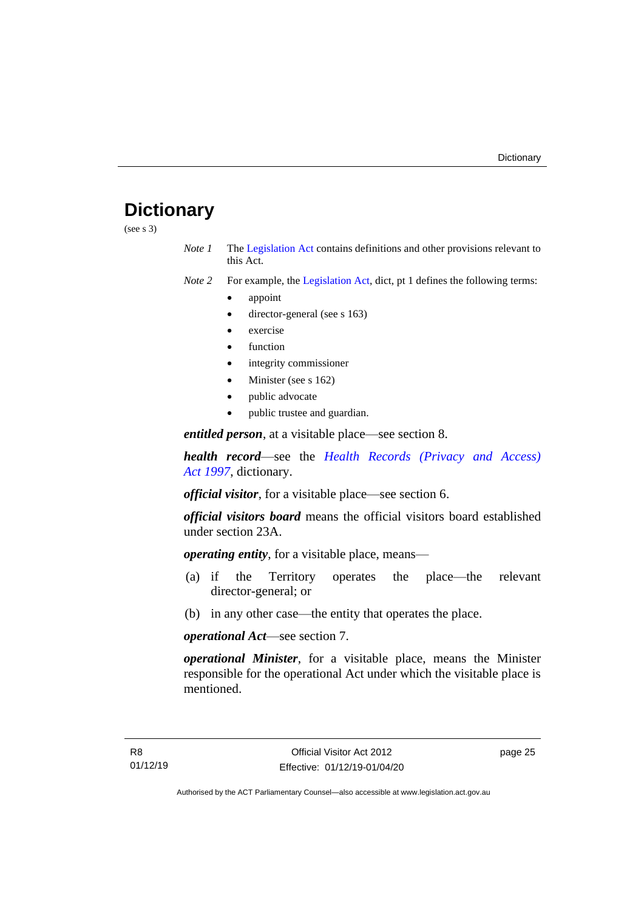# Dictionary

(see s 3)

*Note 1* The Legislation Act contains definitions and other provisions relevant to this Act.

*Note 2* For example, the Legislation Act, dict, pt 1 defines the following terms:

- appoint
- director-general (see s 163)
- exercise
- function
- integrity commissioner
- Minister (see s 162)
- public advocate
- public trustee and guardian.

***entitled person***, at a visitable place—see section 8.

***health record***—see the *Health Records (Privacy and Access) Act 1997*, dictionary.

***official visitor***, for a visitable place—see section 6.

***official visitors board*** means the official visitors board established under section 23A.

***operating entity***, for a visitable place, means—

(a) if the Territory operates the place—the relevant director-general; or

(b) in any other case—the entity that operates the place.

***operational Act***—see section 7.

***operational Minister***, for a visitable place, means the Minister responsible for the operational Act under which the visitable place is mentioned.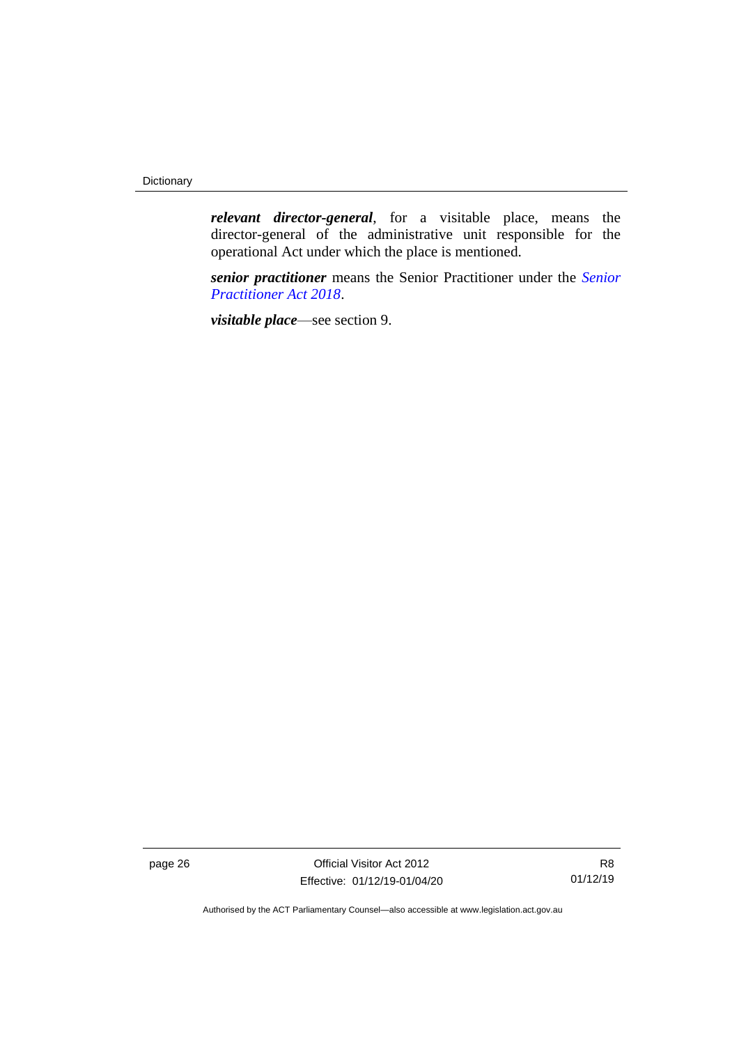***relevant director-general***, for a visitable place, means the director-general of the administrative unit responsible for the operational Act under which the place is mentioned.

***senior practitioner*** means the Senior Practitioner under the *Senior Practitioner Act 2018*.

***visitable place***—see section 9.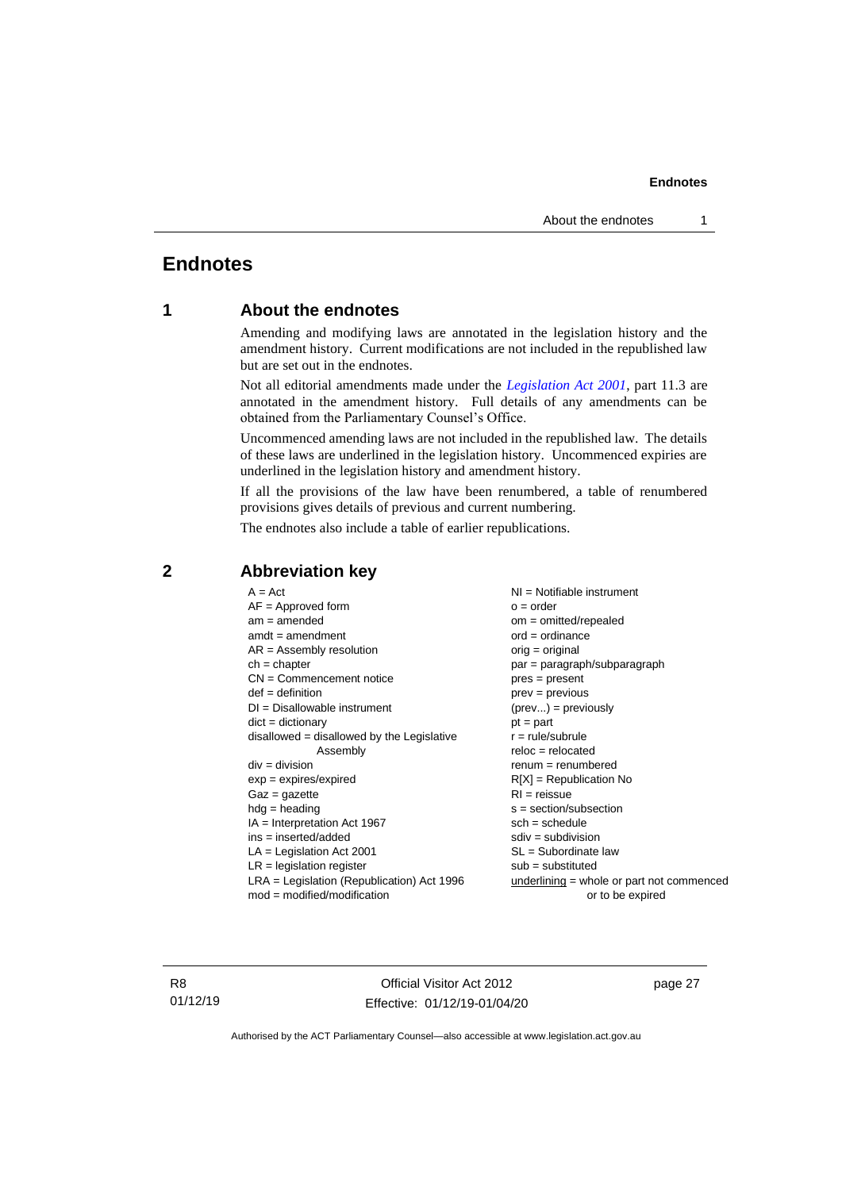# Endnotes

## 1 About the endnotes

Amending and modifying laws are annotated in the legislation history and the amendment history. Current modifications are not included in the republished law but are set out in the endnotes.

Not all editorial amendments made under the *Legislation Act 2001*, part 11.3 are annotated in the amendment history. Full details of any amendments can be obtained from the Parliamentary Counsel's Office.

Uncommenced amending laws are not included in the republished law. The details of these laws are underlined in the legislation history. Uncommenced expiries are underlined in the legislation history and amendment history.

If all the provisions of the law have been renumbered, a table of renumbered provisions gives details of previous and current numbering.

The endnotes also include a table of earlier republications.

## 2 Abbreviation key

A = Act
AF = Approved form
am = amended
amdt = amendment
AR = Assembly resolution
ch = chapter
CN = Commencement notice
def = definition
DI = Disallowable instrument
dict = dictionary
disallowed = disallowed by the Legislative Assembly
div = division
exp = expires/expired
Gaz = gazette
hdg = heading
IA = Interpretation Act 1967
ins = inserted/added
LA = Legislation Act 2001
LR = legislation register
LRA = Legislation (Republication) Act 1996
mod = modified/modification
NI = Notifiable instrument
o = order
om = omitted/repealed
ord = ordinance
orig = original
par = paragraph/subparagraph
pres = present
prev = previous
(prev...) = previously
pt = part
r = rule/subrule
reloc = relocated
renum = renumbered
R[X] = Republication No
RI = reissue
s = section/subsection
sch = schedule
sdiv = subdivision
SL = Subordinate law
sub = substituted
underlining = whole or part not commenced or to be expired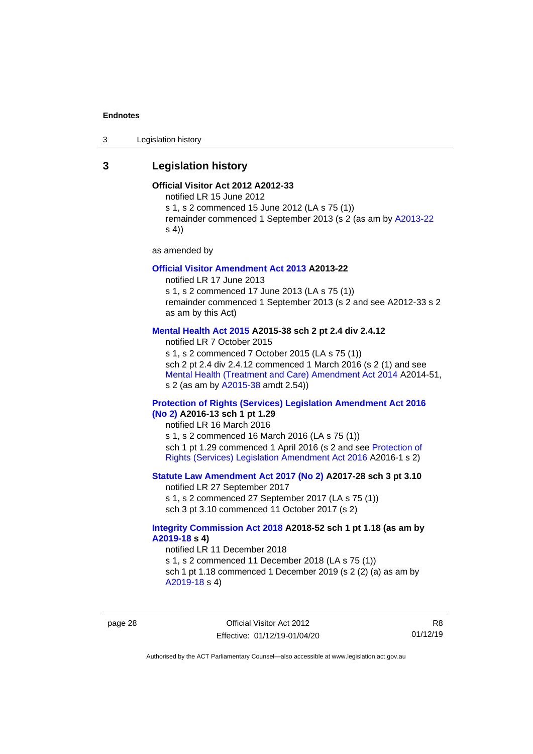# 3 Legislation history

**Official Visitor Act 2012 A2012-33**

notified LR 15 June 2012

s 1, s 2 commenced 15 June 2012 (LA s 75 (1))

remainder commenced 1 September 2013 (s 2 (as am by A2013-22 s 4))

as amended by

**Official Visitor Amendment Act 2013 A2013-22**

notified LR 17 June 2013

s 1, s 2 commenced 17 June 2013 (LA s 75 (1))

remainder commenced 1 September 2013 (s 2 and see A2012-33 s 2 as am by this Act)

**Mental Health Act 2015 A2015-38 sch 2 pt 2.4 div 2.4.12**

notified LR 7 October 2015

s 1, s 2 commenced 7 October 2015 (LA s 75 (1))

sch 2 pt 2.4 div 2.4.12 commenced 1 March 2016 (s 2 (1) and see Mental Health (Treatment and Care) Amendment Act 2014 A2014-51, s 2 (as am by A2015-38 amdt 2.54))

**Protection of Rights (Services) Legislation Amendment Act 2016 (No 2) A2016-13 sch 1 pt 1.29**

notified LR 16 March 2016

s 1, s 2 commenced 16 March 2016 (LA s 75 (1))

sch 1 pt 1.29 commenced 1 April 2016 (s 2 and see Protection of Rights (Services) Legislation Amendment Act 2016 A2016-1 s 2)

**Statute Law Amendment Act 2017 (No 2) A2017-28 sch 3 pt 3.10**

notified LR 27 September 2017

s 1, s 2 commenced 27 September 2017 (LA s 75 (1))

sch 3 pt 3.10 commenced 11 October 2017 (s 2)

**Integrity Commission Act 2018 A2018-52 sch 1 pt 1.18 (as am by A2019-18 s 4)**

notified LR 11 December 2018

s 1, s 2 commenced 11 December 2018 (LA s 75 (1))

sch 1 pt 1.18 commenced 1 December 2019 (s 2 (2) (a) as am by A2019-18 s 4)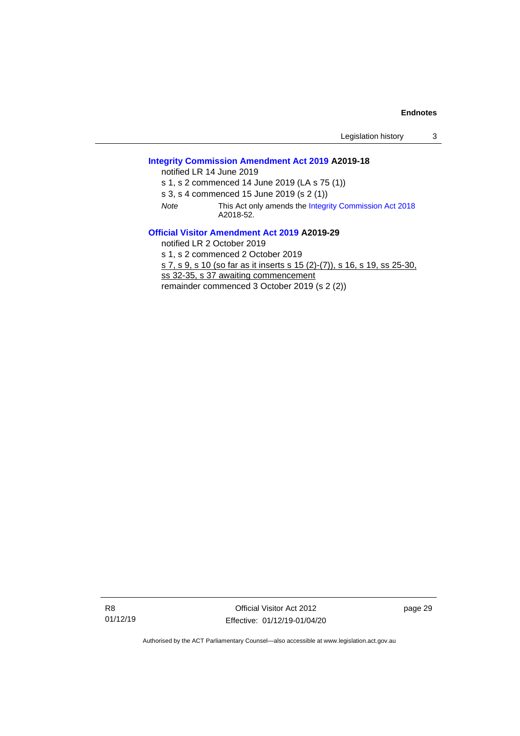**Integrity Commission Amendment Act 2019 A2019-18**

notified LR 14 June 2019

s 1, s 2 commenced 14 June 2019 (LA s 75 (1))

s 3, s 4 commenced 15 June 2019 (s 2 (1))

*Note* This Act only amends the Integrity Commission Act 2018 A2018-52.

**Official Visitor Amendment Act 2019 A2019-29**

notified LR 2 October 2019

s 1, s 2 commenced 2 October 2019

<u>s 7, s 9, s 10 (so far as it inserts s 15 (2)-(7)), s 16, s 19, ss 25-30, ss 32-35, s 37 awaiting commencement</u>

remainder commenced 3 October 2019 (s 2 (2))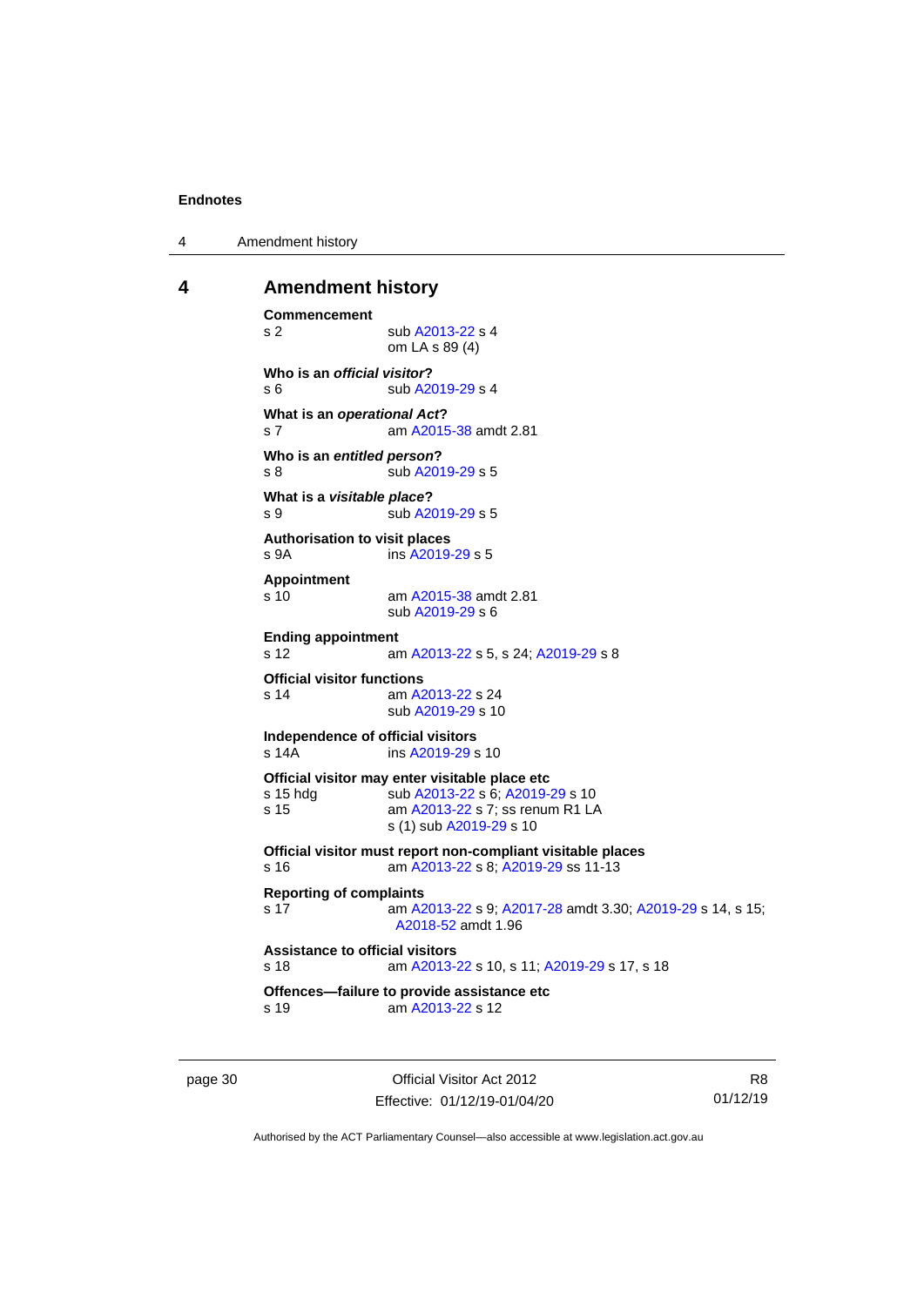# 4 Amendment history

**Commencement**
s 2 — sub A2013-22 s 4
om LA s 89 (4)

**Who is an *official visitor*?**
s 6 — sub A2019-29 s 4

**What is an *operational Act*?**
s 7 — am A2015-38 amdt 2.81

**Who is an *entitled person*?**
s 8 — sub A2019-29 s 5

**What is a *visitable place*?**
s 9 — sub A2019-29 s 5

**Authorisation to visit places**
s 9A — ins A2019-29 s 5

**Appointment**
s 10 — am A2015-38 amdt 2.81
sub A2019-29 s 6

**Ending appointment**
s 12 — am A2013-22 s 5, s 24; A2019-29 s 8

**Official visitor functions**
s 14 — am A2013-22 s 24
sub A2019-29 s 10

**Independence of official visitors**
s 14A — ins A2019-29 s 10

**Official visitor may enter visitable place etc**
s 15 hdg — sub A2013-22 s 6; A2019-29 s 10
s 15 — am A2013-22 s 7; ss renum R1 LA
s (1) sub A2019-29 s 10

**Official visitor must report non-compliant visitable places**
s 16 — am A2013-22 s 8; A2019-29 ss 11-13

**Reporting of complaints**
s 17 — am A2013-22 s 9; A2017-28 amdt 3.30; A2019-29 s 14, s 15; A2018-52 amdt 1.96

**Assistance to official visitors**
s 18 — am A2013-22 s 10, s 11; A2019-29 s 17, s 18

**Offences—failure to provide assistance etc**
s 19 — am A2013-22 s 12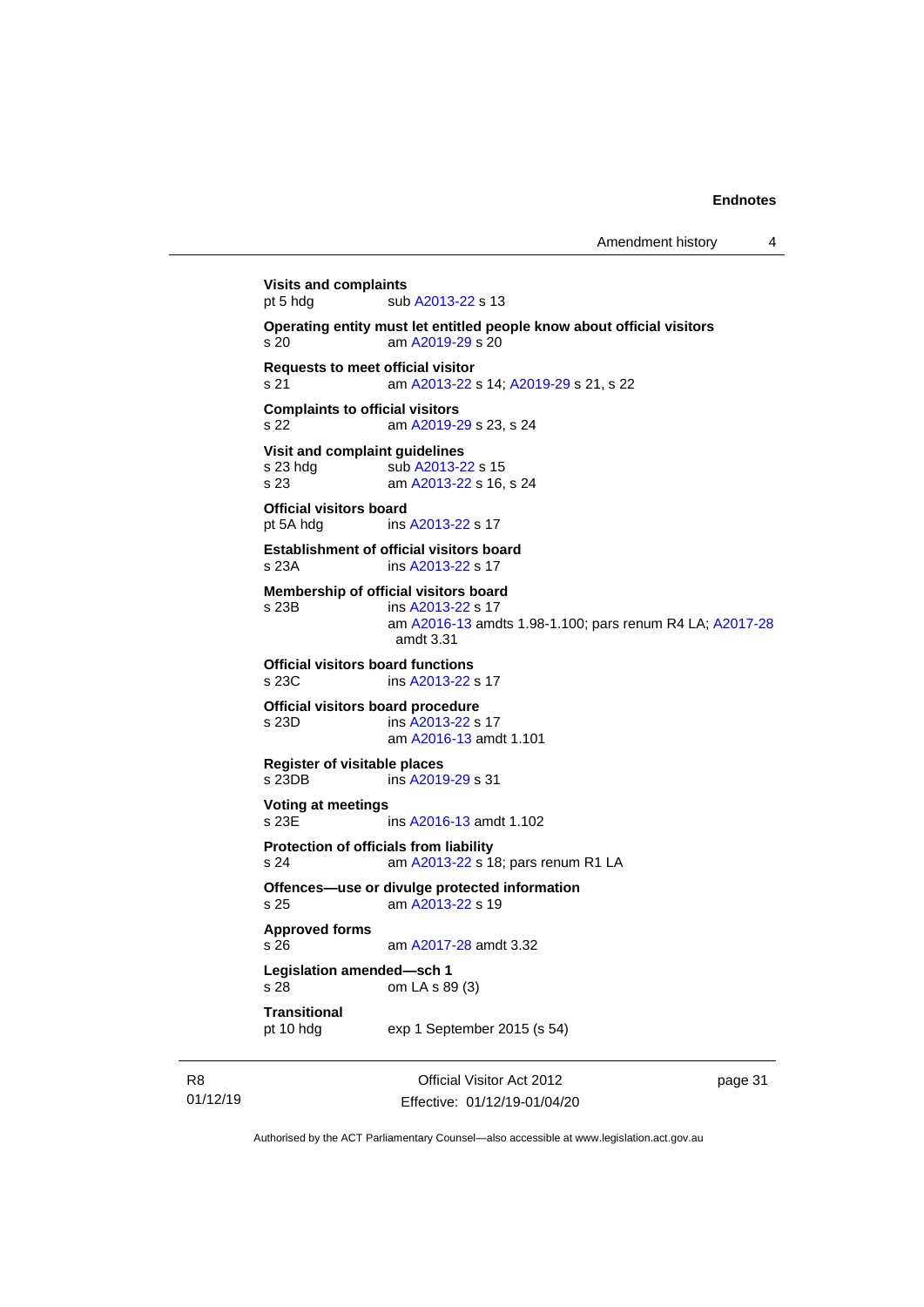**Visits and complaints**
pt 5 hdg sub A2013-22 s 13

**Operating entity must let entitled people know about official visitors**
s 20 am A2019-29 s 20

**Requests to meet official visitor**
s 21 am A2013-22 s 14; A2019-29 s 21, s 22

**Complaints to official visitors**
s 22 am A2019-29 s 23, s 24

**Visit and complaint guidelines**
s 23 hdg sub A2013-22 s 15
s 23 am A2013-22 s 16, s 24

**Official visitors board**
pt 5A hdg ins A2013-22 s 17

**Establishment of official visitors board**
s 23A ins A2013-22 s 17

**Membership of official visitors board**
s 23B ins A2013-22 s 17
am A2016-13 amdts 1.98-1.100; pars renum R4 LA; A2017-28 amdt 3.31

**Official visitors board functions**
s 23C ins A2013-22 s 17

**Official visitors board procedure**
s 23D ins A2013-22 s 17
am A2016-13 amdt 1.101

**Register of visitable places**
s 23DB ins A2019-29 s 31

**Voting at meetings**
s 23E ins A2016-13 amdt 1.102

**Protection of officials from liability**
s 24 am A2013-22 s 18; pars renum R1 LA

**Offences—use or divulge protected information**
s 25 am A2013-22 s 19

**Approved forms**
s 26 am A2017-28 amdt 3.32

**Legislation amended—sch 1**
s 28 om LA s 89 (3)

**Transitional**
pt 10 hdg exp 1 September 2015 (s 54)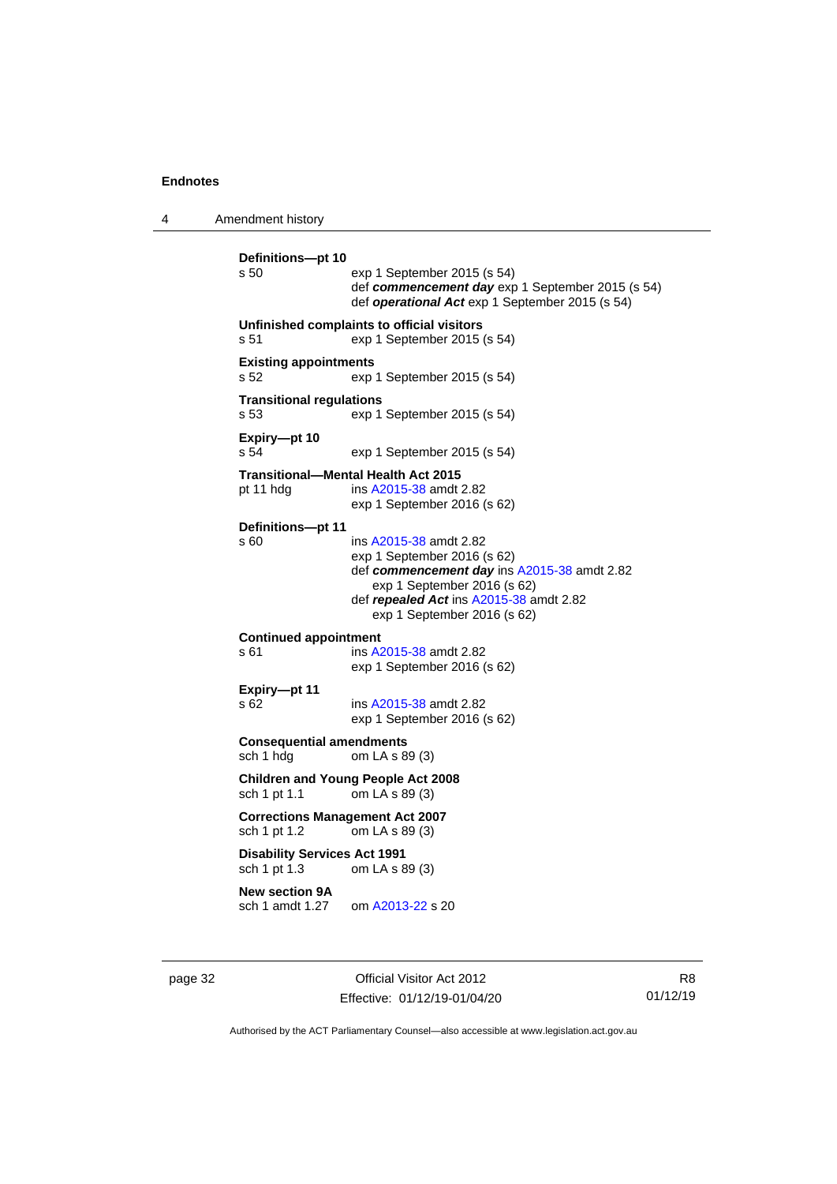**Definitions—pt 10**
s 50 exp 1 September 2015 (s 54)
def ***commencement day*** exp 1 September 2015 (s 54)
def ***operational Act*** exp 1 September 2015 (s 54)

**Unfinished complaints to official visitors**
s 51 exp 1 September 2015 (s 54)

**Existing appointments**
s 52 exp 1 September 2015 (s 54)

**Transitional regulations**
s 53 exp 1 September 2015 (s 54)

**Expiry—pt 10**
s 54 exp 1 September 2015 (s 54)

**Transitional—Mental Health Act 2015**
pt 11 hdg ins A2015-38 amdt 2.82
exp 1 September 2016 (s 62)

**Definitions—pt 11**
s 60 ins A2015-38 amdt 2.82
exp 1 September 2016 (s 62)
def ***commencement day*** ins A2015-38 amdt 2.82
exp 1 September 2016 (s 62)
def ***repealed Act*** ins A2015-38 amdt 2.82
exp 1 September 2016 (s 62)

**Continued appointment**
s 61 ins A2015-38 amdt 2.82
exp 1 September 2016 (s 62)

**Expiry—pt 11**
s 62 ins A2015-38 amdt 2.82
exp 1 September 2016 (s 62)

**Consequential amendments**
sch 1 hdg om LA s 89 (3)

**Children and Young People Act 2008**
sch 1 pt 1.1 om LA s 89 (3)

**Corrections Management Act 2007**
sch 1 pt 1.2 om LA s 89 (3)

**Disability Services Act 1991**
sch 1 pt 1.3 om LA s 89 (3)

**New section 9A**
sch 1 amdt 1.27 om A2013-22 s 20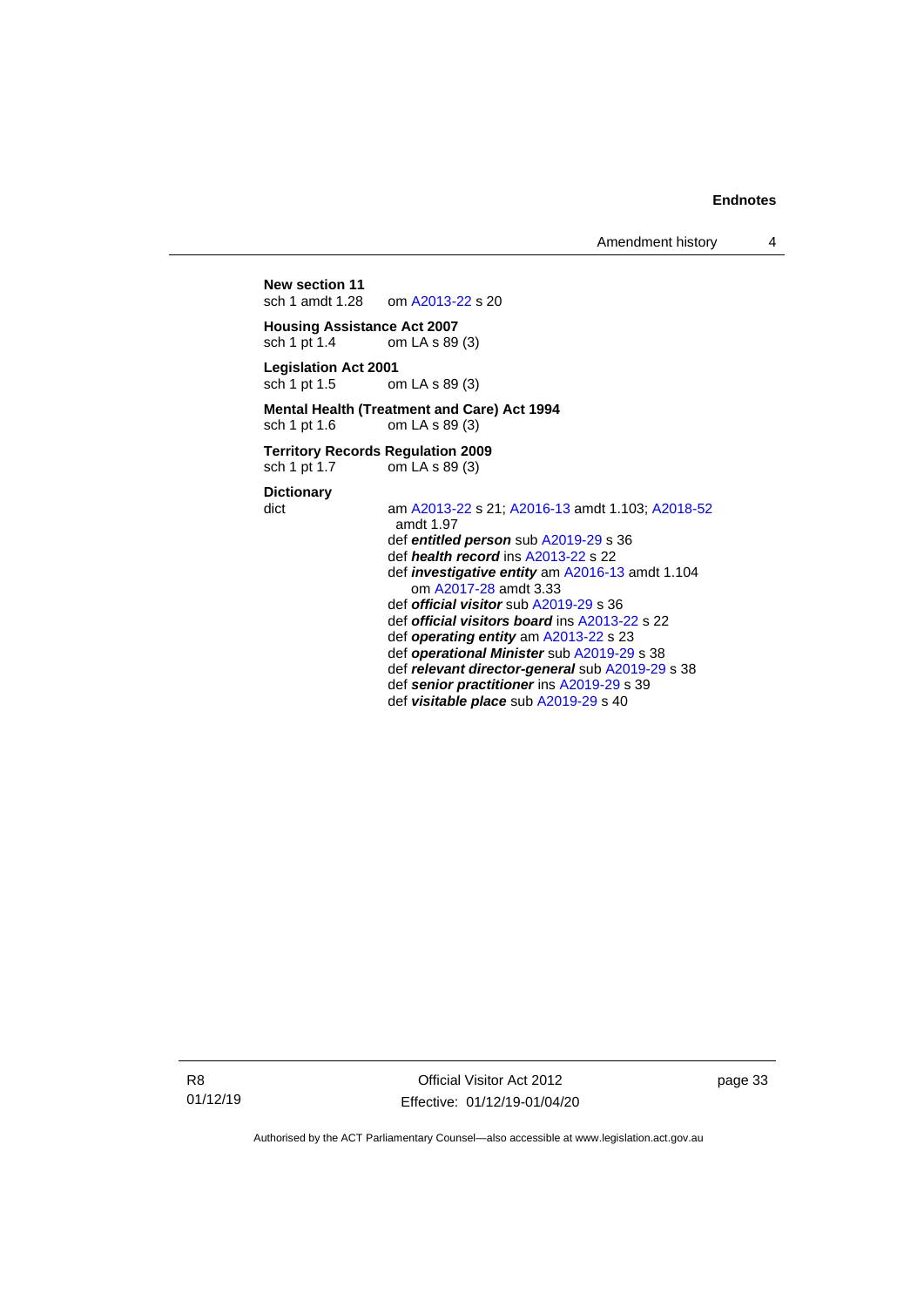**New section 11**
sch 1 amdt 1.28 om A2013-22 s 20

**Housing Assistance Act 2007**
sch 1 pt 1.4 om LA s 89 (3)

**Legislation Act 2001**
sch 1 pt 1.5 om LA s 89 (3)

**Mental Health (Treatment and Care) Act 1994**
sch 1 pt 1.6 om LA s 89 (3)

**Territory Records Regulation 2009**
sch 1 pt 1.7 om LA s 89 (3)

**Dictionary**
dict am A2013-22 s 21; A2016-13 amdt 1.103; A2018-52 amdt 1.97
def ***entitled person*** sub A2019-29 s 36
def ***health record*** ins A2013-22 s 22
def ***investigative entity*** am A2016-13 amdt 1.104
om A2017-28 amdt 3.33
def ***official visitor*** sub A2019-29 s 36
def ***official visitors board*** ins A2013-22 s 22
def ***operating entity*** am A2013-22 s 23
def ***operational Minister*** sub A2019-29 s 38
def ***relevant director-general*** sub A2019-29 s 38
def ***senior practitioner*** ins A2019-29 s 39
def ***visitable place*** sub A2019-29 s 40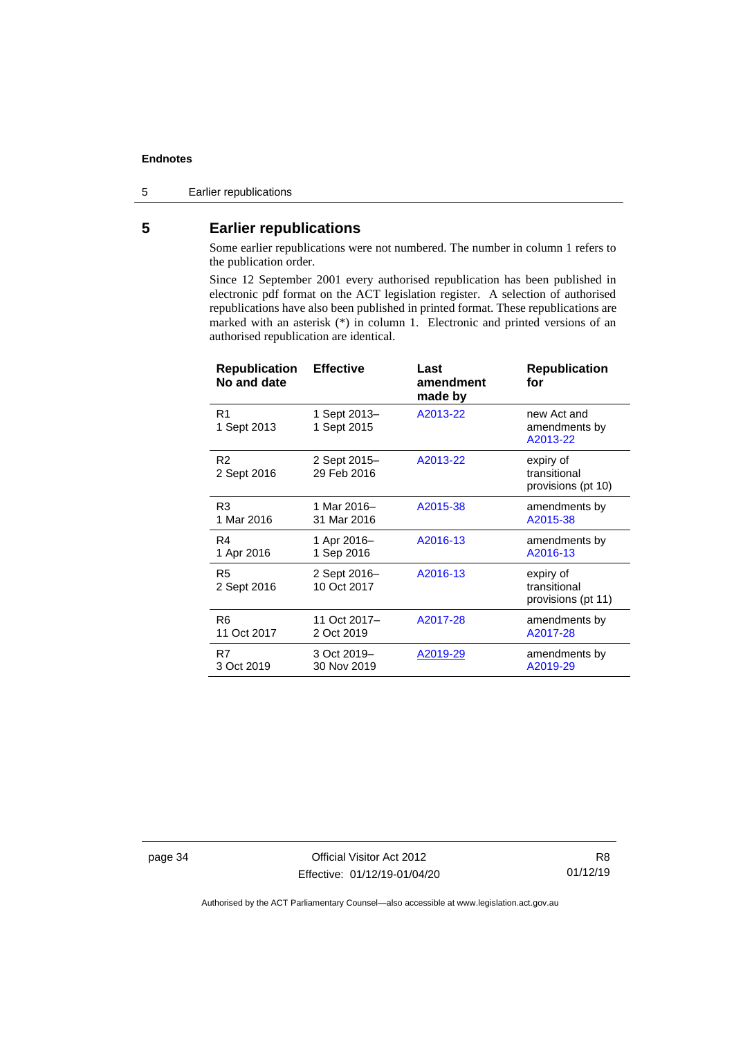## 5 Earlier republications

Some earlier republications were not numbered. The number in column 1 refers to the publication order.

Since 12 September 2001 every authorised republication has been published in electronic pdf format on the ACT legislation register. A selection of authorised republications have also been published in printed format. These republications are marked with an asterisk (*) in column 1. Electronic and printed versions of an authorised republication are identical.

| Republication No and date | Effective | Last amendment made by | Republication for |
|---|---|---|---|
| R1<br>1 Sept 2013 | 1 Sept 2013–<br>1 Sept 2015 | A2013-22 | new Act and amendments by A2013-22 |
| R2<br>2 Sept 2016 | 2 Sept 2015–<br>29 Feb 2016 | A2013-22 | expiry of transitional provisions (pt 10) |
| R3<br>1 Mar 2016 | 1 Mar 2016–<br>31 Mar 2016 | A2015-38 | amendments by A2015-38 |
| R4<br>1 Apr 2016 | 1 Apr 2016–<br>1 Sep 2016 | A2016-13 | amendments by A2016-13 |
| R5<br>2 Sept 2016 | 2 Sept 2016–<br>10 Oct 2017 | A2016-13 | expiry of transitional provisions (pt 11) |
| R6<br>11 Oct 2017 | 11 Oct 2017–<br>2 Oct 2019 | A2017-28 | amendments by A2017-28 |
| R7<br>3 Oct 2019 | 3 Oct 2019–<br>30 Nov 2019 | A2019-29 | amendments by A2019-29 |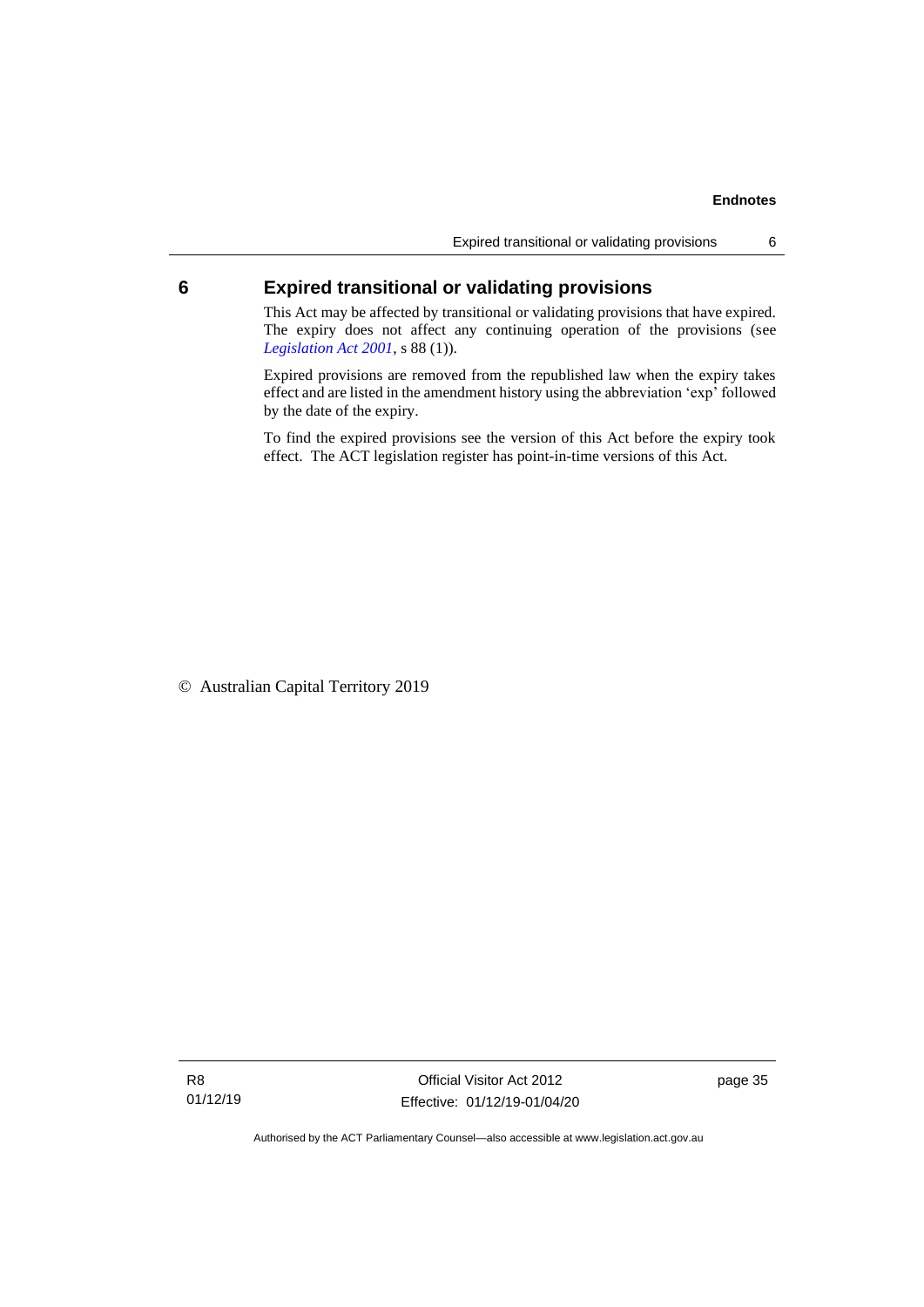## 6 Expired transitional or validating provisions

This Act may be affected by transitional or validating provisions that have expired. The expiry does not affect any continuing operation of the provisions (see *Legislation Act 2001*, s 88 (1)).

Expired provisions are removed from the republished law when the expiry takes effect and are listed in the amendment history using the abbreviation 'exp' followed by the date of the expiry.

To find the expired provisions see the version of this Act before the expiry took effect. The ACT legislation register has point-in-time versions of this Act.

© Australian Capital Territory 2019